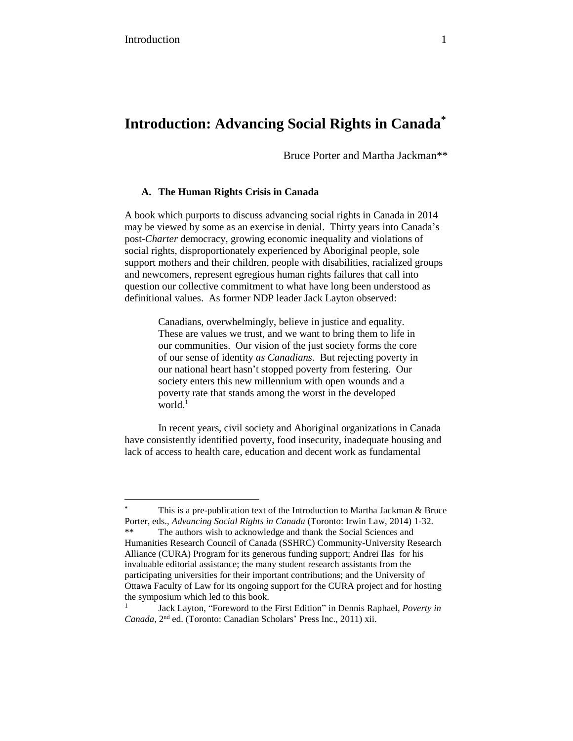# Introduction: Advancing Social Rights in Canada*

Bruce Porter and Martha Jackman**

### A. The Human Rights Crisis in Canada

A book which purports to discuss advancing social rights in Canada in 2014 may be viewed by some as an exercise in denial. Thirty years into Canada's post-*Charter* democracy, growing economic inequality and violations of social rights, disproportionately experienced by Aboriginal people, sole support mothers and their children, people with disabilities, racialized groups and newcomers, represent egregious human rights failures that call into question our collective commitment to what have long been understood as definitional values. As former NDP leader Jack Layton observed:

> Canadians, overwhelmingly, believe in justice and equality. These are values we trust, and we want to bring them to life in our communities. Our vision of the just society forms the core of our sense of identity *as Canadians*. But rejecting poverty in our national heart hasn't stopped poverty from festering. Our society enters this new millennium with open wounds and a poverty rate that stands among the worst in the developed world.[1]

In recent years, civil society and Aboriginal organizations in Canada have consistently identified poverty, food insecurity, inadequate housing and lack of access to health care, education and decent work as fundamental

---

\* This is a pre-publication text of the Introduction to Martha Jackman & Bruce Porter, eds., *Advancing Social Rights in Canada* (Toronto: Irwin Law, 2014) 1-32.

\*\* The authors wish to acknowledge and thank the Social Sciences and Humanities Research Council of Canada (SSHRC) Community-University Research Alliance (CURA) Program for its generous funding support; Andrei Ilas for his invaluable editorial assistance; the many student research assistants from the participating universities for their important contributions; and the University of Ottawa Faculty of Law for its ongoing support for the CURA project and for hosting the symposium which led to this book.

[1] Jack Layton, "Foreword to the First Edition" in Dennis Raphael, *Poverty in Canada*, 2nd ed. (Toronto: Canadian Scholars' Press Inc., 2011) xii.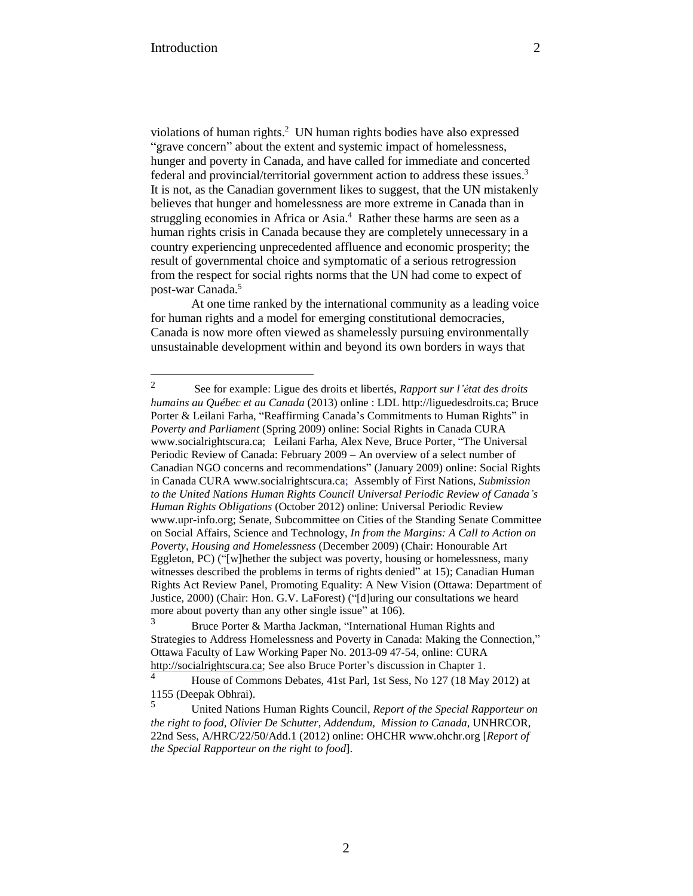violations of human rights.[2] UN human rights bodies have also expressed "grave concern" about the extent and systemic impact of homelessness, hunger and poverty in Canada, and have called for immediate and concerted federal and provincial/territorial government action to address these issues.[3] It is not, as the Canadian government likes to suggest, that the UN mistakenly believes that hunger and homelessness are more extreme in Canada than in struggling economies in Africa or Asia.[4] Rather these harms are seen as a human rights crisis in Canada because they are completely unnecessary in a country experiencing unprecedented affluence and economic prosperity; the result of governmental choice and symptomatic of a serious retrogression from the respect for social rights norms that the UN had come to expect of post-war Canada.[5]

At one time ranked by the international community as a leading voice for human rights and a model for emerging constitutional democracies, Canada is now more often viewed as shamelessly pursuing environmentally unsustainable development within and beyond its own borders in ways that

---

[2] See for example: Ligue des droits et libertés, *Rapport sur l'état des droits humains au Québec et au Canada* (2013) online : LDL http://liguedesdroits.ca; Bruce Porter & Leilani Farha, "Reaffirming Canada's Commitments to Human Rights" in *Poverty and Parliament* (Spring 2009) online: Social Rights in Canada CURA www.socialrightscura.ca; Leilani Farha, Alex Neve, Bruce Porter, "The Universal Periodic Review of Canada: February 2009 – An overview of a select number of Canadian NGO concerns and recommendations" (January 2009) online: Social Rights in Canada CURA www.socialrightscura.ca; Assembly of First Nations, *Submission to the United Nations Human Rights Council Universal Periodic Review of Canada's Human Rights Obligations* (October 2012) online: Universal Periodic Review www.upr-info.org; Senate, Subcommittee on Cities of the Standing Senate Committee on Social Affairs, Science and Technology, *In from the Margins: A Call to Action on Poverty, Housing and Homelessness* (December 2009) (Chair: Honourable Art Eggleton, PC) ("[w]hether the subject was poverty, housing or homelessness, many witnesses described the problems in terms of rights denied" at 15); Canadian Human Rights Act Review Panel, Promoting Equality: A New Vision (Ottawa: Department of Justice, 2000) (Chair: Hon. G.V. LaForest) ("[d]uring our consultations we heard more about poverty than any other single issue" at 106).

[3] Bruce Porter & Martha Jackman, "International Human Rights and Strategies to Address Homelessness and Poverty in Canada: Making the Connection," Ottawa Faculty of Law Working Paper No. 2013-09 47-54, online: CURA http://socialrightscura.ca; See also Bruce Porter's discussion in Chapter 1.

[4] House of Commons Debates, 41st Parl, 1st Sess, No 127 (18 May 2012) at 1155 (Deepak Obhrai).

[5] United Nations Human Rights Council, *Report of the Special Rapporteur on the right to food, Olivier De Schutter, Addendum, Mission to Canada*, UNHRCOR, 22nd Sess, A/HRC/22/50/Add.1 (2012) online: OHCHR www.ohchr.org [*Report of the Special Rapporteur on the right to food*].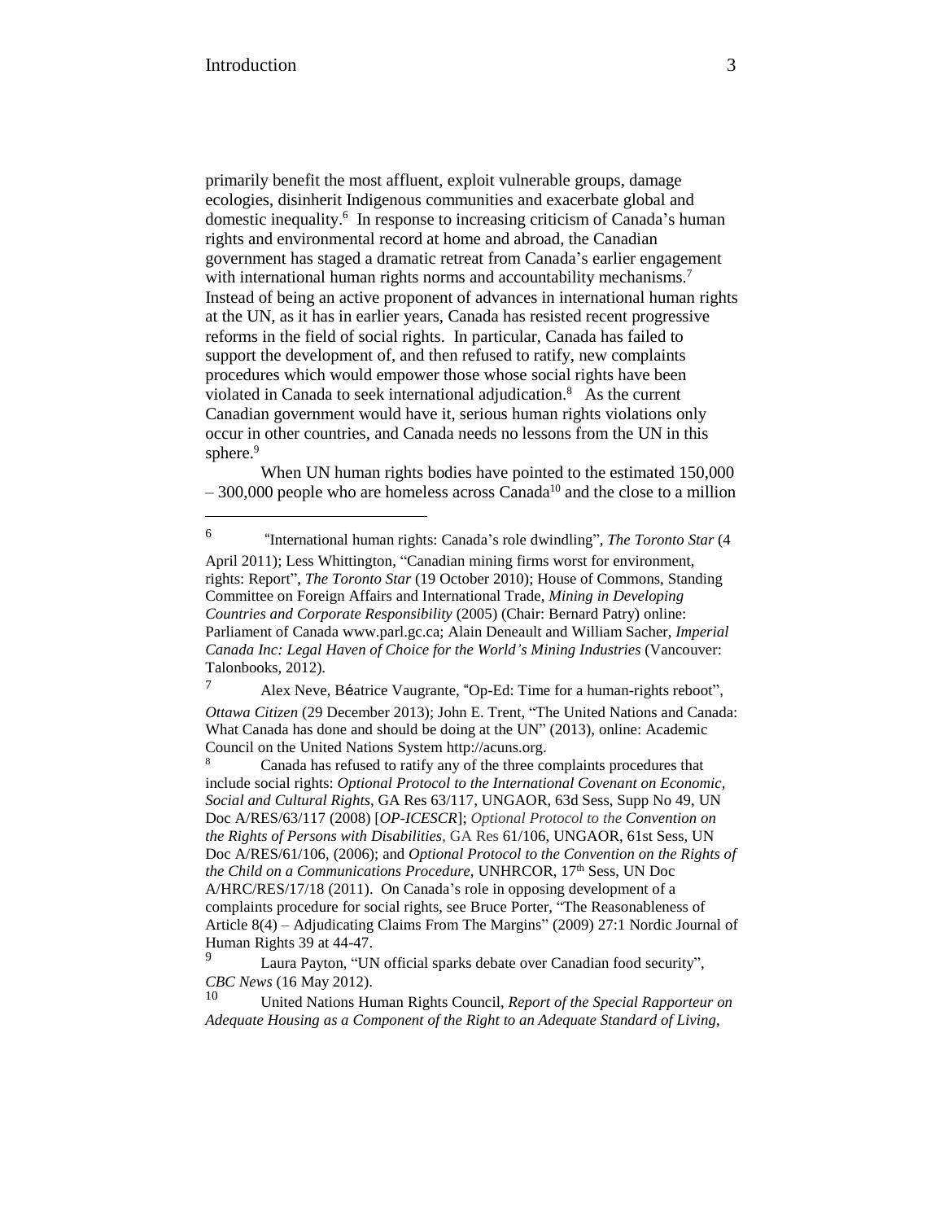primarily benefit the most affluent, exploit vulnerable groups, damage ecologies, disinherit Indigenous communities and exacerbate global and domestic inequality.[6] In response to increasing criticism of Canada's human rights and environmental record at home and abroad, the Canadian government has staged a dramatic retreat from Canada's earlier engagement with international human rights norms and accountability mechanisms.[7] Instead of being an active proponent of advances in international human rights at the UN, as it has in earlier years, Canada has resisted recent progressive reforms in the field of social rights. In particular, Canada has failed to support the development of, and then refused to ratify, new complaints procedures which would empower those whose social rights have been violated in Canada to seek international adjudication.[8] As the current Canadian government would have it, serious human rights violations only occur in other countries, and Canada needs no lessons from the UN in this sphere.[9]

When UN human rights bodies have pointed to the estimated 150,000 – 300,000 people who are homeless across Canada[10] and the close to a million

---

[6] "International human rights: Canada's role dwindling", *The Toronto Star* (4 April 2011); Less Whittington, "Canadian mining firms worst for environment, rights: Report", *The Toronto Star* (19 October 2010); House of Commons, Standing Committee on Foreign Affairs and International Trade, *Mining in Developing Countries and Corporate Responsibility* (2005) (Chair: Bernard Patry) online: Parliament of Canada www.parl.gc.ca; Alain Deneault and William Sacher, *Imperial Canada Inc: Legal Haven of Choice for the World's Mining Industries* (Vancouver: Talonbooks, 2012).

[7] Alex Neve, Béatrice Vaugrante, "Op-Ed: Time for a human-rights reboot", *Ottawa Citizen* (29 December 2013); John E. Trent, "The United Nations and Canada: What Canada has done and should be doing at the UN" (2013), online: Academic Council on the United Nations System http://acuns.org.

[8] Canada has refused to ratify any of the three complaints procedures that include social rights: *Optional Protocol to the International Covenant on Economic, Social and Cultural Rights*, GA Res 63/117, UNGAOR, 63d Sess, Supp No 49, UN Doc A/RES/63/117 (2008) [*OP-ICESCR*]; *Optional Protocol to the Convention on the Rights of Persons with Disabilities*, GA Res 61/106, UNGAOR, 61st Sess, UN Doc A/RES/61/106, (2006); and *Optional Protocol to the Convention on the Rights of the Child on a Communications Procedure*, UNHRCOR, 17th Sess, UN Doc A/HRC/RES/17/18 (2011). On Canada's role in opposing development of a complaints procedure for social rights, see Bruce Porter, "The Reasonableness of Article 8(4) – Adjudicating Claims From The Margins" (2009) 27:1 Nordic Journal of Human Rights 39 at 44-47.

[9] Laura Payton, "UN official sparks debate over Canadian food security", *CBC News* (16 May 2012).

[10] United Nations Human Rights Council, *Report of the Special Rapporteur on Adequate Housing as a Component of the Right to an Adequate Standard of Living,*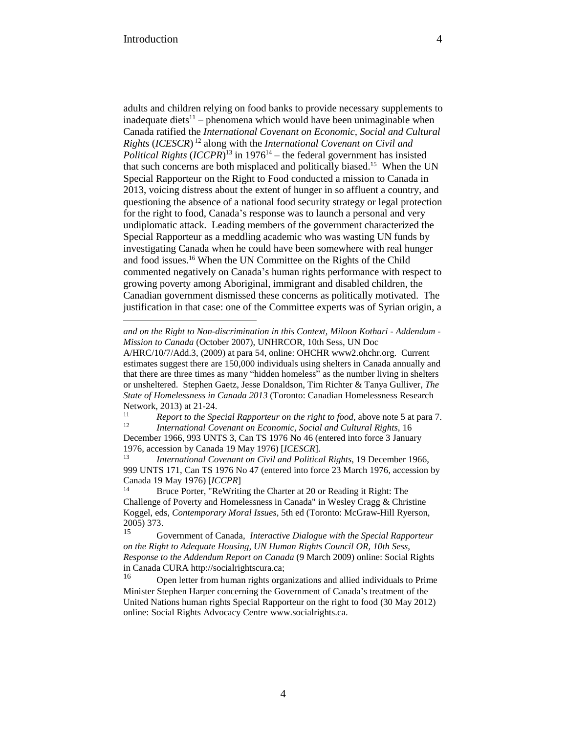adults and children relying on food banks to provide necessary supplements to inadequate diets[11] – phenomena which would have been unimaginable when Canada ratified the *International Covenant on Economic, Social and Cultural Rights* (*ICESCR*)[12] along with the *International Covenant on Civil and Political Rights* (*ICCPR*)[13] in 1976[14] – the federal government has insisted that such concerns are both misplaced and politically biased.[15] When the UN Special Rapporteur on the Right to Food conducted a mission to Canada in 2013, voicing distress about the extent of hunger in so affluent a country, and questioning the absence of a national food security strategy or legal protection for the right to food, Canada's response was to launch a personal and very undiplomatic attack. Leading members of the government characterized the Special Rapporteur as a meddling academic who was wasting UN funds by investigating Canada when he could have been somewhere with real hunger and food issues.[16] When the UN Committee on the Rights of the Child commented negatively on Canada's human rights performance with respect to growing poverty among Aboriginal, immigrant and disabled children, the Canadian government dismissed these concerns as politically motivated. The justification in that case: one of the Committee experts was of Syrian origin, a

---

*and on the Right to Non-discrimination in this Context, Miloon Kothari - Addendum - Mission to Canada* (October 2007), UNHRCOR, 10th Sess, UN Doc A/HRC/10/7/Add.3, (2009) at para 54, online: OHCHR www2.ohchr.org. Current estimates suggest there are 150,000 individuals using shelters in Canada annually and that there are three times as many "hidden homeless" as the number living in shelters or unsheltered. Stephen Gaetz, Jesse Donaldson, Tim Richter & Tanya Gulliver, *The State of Homelessness in Canada 2013* (Toronto: Canadian Homelessness Research Network, 2013) at 21-24.

[11] *Report to the Special Rapporteur on the right to food*, above note 5 at para 7.

[12] *International Covenant on Economic, Social and Cultural Rights*, 16 December 1966, 993 UNTS 3, Can TS 1976 No 46 (entered into force 3 January 1976, accession by Canada 19 May 1976) [*ICESCR*].

[13] *International Covenant on Civil and Political Rights*, 19 December 1966, 999 UNTS 171, Can TS 1976 No 47 (entered into force 23 March 1976, accession by Canada 19 May 1976) [*ICCPR*]

[14] Bruce Porter, "ReWriting the Charter at 20 or Reading it Right: The Challenge of Poverty and Homelessness in Canada" in Wesley Cragg & Christine Koggel, eds, *Contemporary Moral Issues*, 5th ed (Toronto: McGraw-Hill Ryerson, 2005) 373.

[15] Government of Canada, *Interactive Dialogue with the Special Rapporteur on the Right to Adequate Housing, UN Human Rights Council OR, 10th Sess, Response to the Addendum Report on Canada* (9 March 2009) online: Social Rights in Canada CURA http://socialrightscura.ca;

[16] Open letter from human rights organizations and allied individuals to Prime Minister Stephen Harper concerning the Government of Canada's treatment of the United Nations human rights Special Rapporteur on the right to food (30 May 2012) online: Social Rights Advocacy Centre www.socialrights.ca.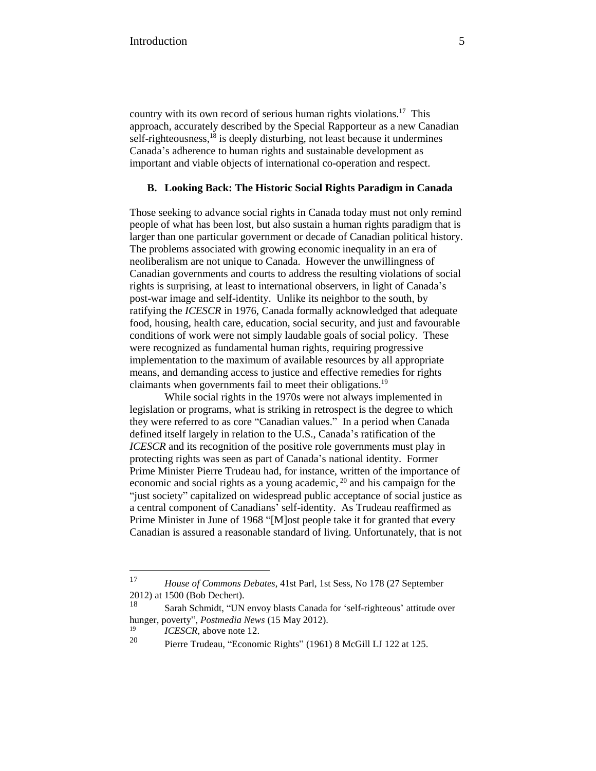country with its own record of serious human rights violations.[17] This approach, accurately described by the Special Rapporteur as a new Canadian self-righteousness,[18] is deeply disturbing, not least because it undermines Canada's adherence to human rights and sustainable development as important and viable objects of international co-operation and respect.

### B. Looking Back: The Historic Social Rights Paradigm in Canada

Those seeking to advance social rights in Canada today must not only remind people of what has been lost, but also sustain a human rights paradigm that is larger than one particular government or decade of Canadian political history. The problems associated with growing economic inequality in an era of neoliberalism are not unique to Canada. However the unwillingness of Canadian governments and courts to address the resulting violations of social rights is surprising, at least to international observers, in light of Canada's post-war image and self-identity. Unlike its neighbor to the south, by ratifying the *ICESCR* in 1976, Canada formally acknowledged that adequate food, housing, health care, education, social security, and just and favourable conditions of work were not simply laudable goals of social policy. These were recognized as fundamental human rights, requiring progressive implementation to the maximum of available resources by all appropriate means, and demanding access to justice and effective remedies for rights claimants when governments fail to meet their obligations.[19]

While social rights in the 1970s were not always implemented in legislation or programs, what is striking in retrospect is the degree to which they were referred to as core "Canadian values." In a period when Canada defined itself largely in relation to the U.S., Canada's ratification of the *ICESCR* and its recognition of the positive role governments must play in protecting rights was seen as part of Canada's national identity. Former Prime Minister Pierre Trudeau had, for instance, written of the importance of economic and social rights as a young academic,[20] and his campaign for the "just society" capitalized on widespread public acceptance of social justice as a central component of Canadians' self-identity. As Trudeau reaffirmed as Prime Minister in June of 1968 "[M]ost people take it for granted that every Canadian is assured a reasonable standard of living. Unfortunately, that is not

---

[17] *House of Commons Debates*, 41st Parl, 1st Sess, No 178 (27 September 2012) at 1500 (Bob Dechert).

[18] Sarah Schmidt, "UN envoy blasts Canada for 'self-righteous' attitude over hunger, poverty", *Postmedia News* (15 May 2012).

[19] *ICESCR*, above note 12.

[20] Pierre Trudeau, "Economic Rights" (1961) 8 McGill LJ 122 at 125.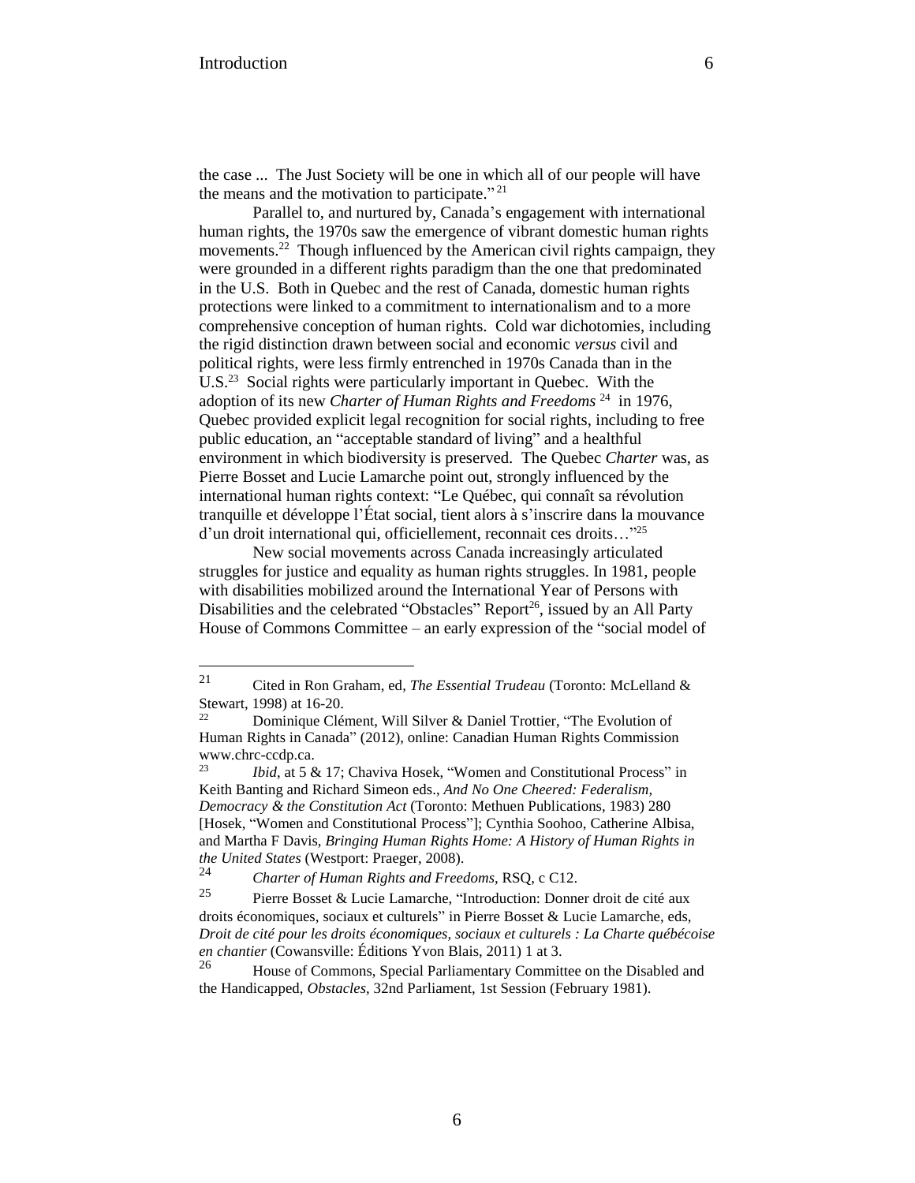the case ... The Just Society will be one in which all of our people will have the means and the motivation to participate." [21]

Parallel to, and nurtured by, Canada's engagement with international human rights, the 1970s saw the emergence of vibrant domestic human rights movements.[22] Though influenced by the American civil rights campaign, they were grounded in a different rights paradigm than the one that predominated in the U.S. Both in Quebec and the rest of Canada, domestic human rights protections were linked to a commitment to internationalism and to a more comprehensive conception of human rights. Cold war dichotomies, including the rigid distinction drawn between social and economic *versus* civil and political rights, were less firmly entrenched in 1970s Canada than in the U.S.[23] Social rights were particularly important in Quebec. With the adoption of its new *Charter of Human Rights and Freedoms* [24] in 1976, Quebec provided explicit legal recognition for social rights, including to free public education, an "acceptable standard of living" and a healthful environment in which biodiversity is preserved. The Quebec *Charter* was, as Pierre Bosset and Lucie Lamarche point out, strongly influenced by the international human rights context: "Le Québec, qui connaît sa révolution tranquille et développe l'État social, tient alors à s'inscrire dans la mouvance d'un droit international qui, officiellement, reconnait ces droits…"[25]

New social movements across Canada increasingly articulated struggles for justice and equality as human rights struggles. In 1981, people with disabilities mobilized around the International Year of Persons with Disabilities and the celebrated "Obstacles" Report[26], issued by an All Party House of Commons Committee – an early expression of the "social model of

---

[21] Cited in Ron Graham, ed, *The Essential Trudeau* (Toronto: McLelland & Stewart, 1998) at 16-20.

[22] Dominique Clément, Will Silver & Daniel Trottier, "The Evolution of Human Rights in Canada" (2012), online: Canadian Human Rights Commission www.chrc-ccdp.ca.

[23] *Ibid*, at 5 & 17; Chaviva Hosek, "Women and Constitutional Process" in Keith Banting and Richard Simeon eds., *And No One Cheered: Federalism, Democracy & the Constitution Act* (Toronto: Methuen Publications, 1983) 280 [Hosek, "Women and Constitutional Process"]; Cynthia Soohoo, Catherine Albisa, and Martha F Davis, *Bringing Human Rights Home: A History of Human Rights in the United States* (Westport: Praeger, 2008).

[24] *Charter of Human Rights and Freedoms*, RSQ, c C12.

[25] Pierre Bosset & Lucie Lamarche, "Introduction: Donner droit de cité aux droits économiques, sociaux et culturels" in Pierre Bosset & Lucie Lamarche, eds, *Droit de cité pour les droits économiques, sociaux et culturels : La Charte québécoise en chantier* (Cowansville: Éditions Yvon Blais, 2011) 1 at 3.

[26] House of Commons, Special Parliamentary Committee on the Disabled and the Handicapped, *Obstacles*, 32nd Parliament, 1st Session (February 1981).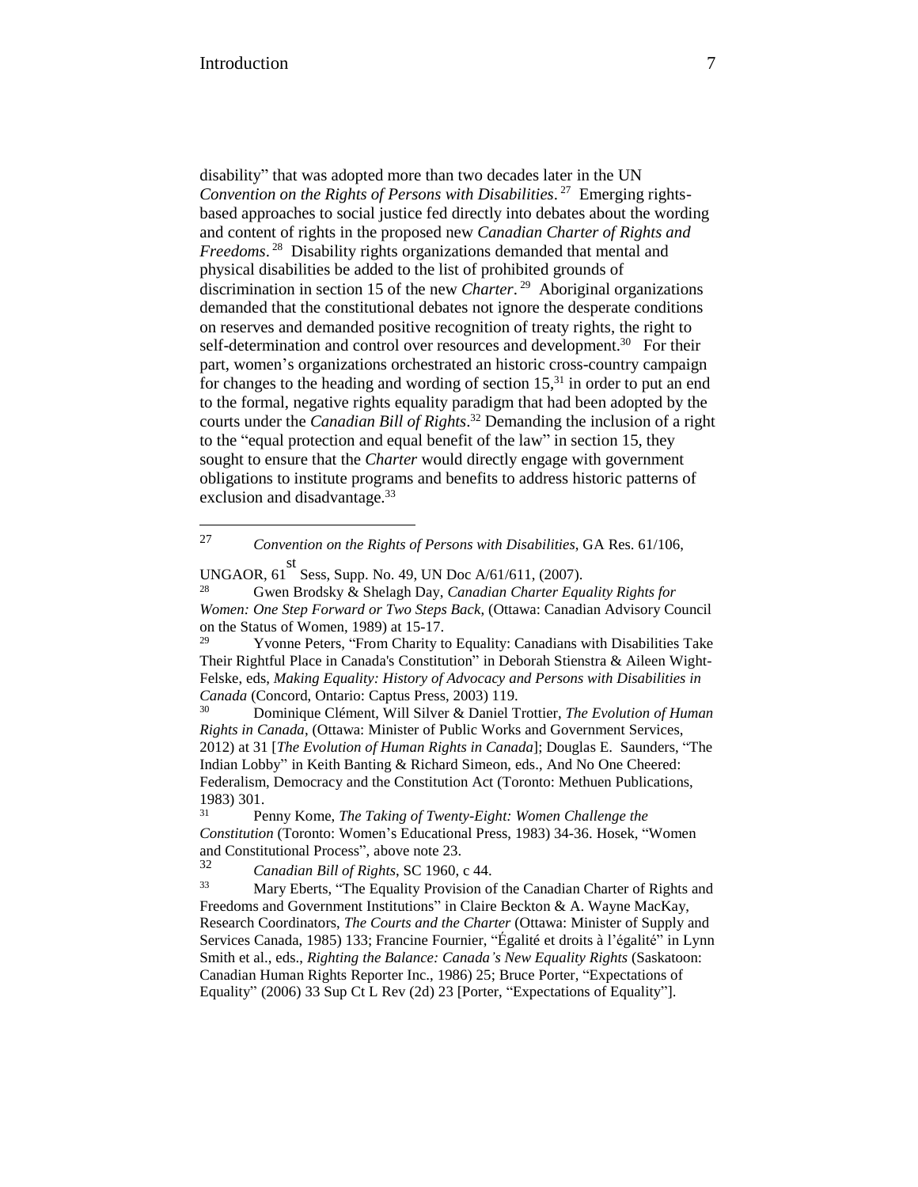disability" that was adopted more than two decades later in the UN *Convention on the Rights of Persons with Disabilities*.[27] Emerging rights-based approaches to social justice fed directly into debates about the wording and content of rights in the proposed new *Canadian Charter of Rights and Freedoms*.[28] Disability rights organizations demanded that mental and physical disabilities be added to the list of prohibited grounds of discrimination in section 15 of the new *Charter*.[29] Aboriginal organizations demanded that the constitutional debates not ignore the desperate conditions on reserves and demanded positive recognition of treaty rights, the right to self-determination and control over resources and development.[30] For their part, women's organizations orchestrated an historic cross-country campaign for changes to the heading and wording of section 15,[31] in order to put an end to the formal, negative rights equality paradigm that had been adopted by the courts under the *Canadian Bill of Rights*.[32] Demanding the inclusion of a right to the "equal protection and equal benefit of the law" in section 15, they sought to ensure that the *Charter* would directly engage with government obligations to institute programs and benefits to address historic patterns of exclusion and disadvantage.[33]

---

[27] *Convention on the Rights of Persons with Disabilities*, GA Res. 61/106, UNGAOR, 61st Sess, Supp. No. 49, UN Doc A/61/611, (2007).

[28] Gwen Brodsky & Shelagh Day, *Canadian Charter Equality Rights for Women: One Step Forward or Two Steps Back*, (Ottawa: Canadian Advisory Council on the Status of Women, 1989) at 15-17.

[29] Yvonne Peters, "From Charity to Equality: Canadians with Disabilities Take Their Rightful Place in Canada's Constitution" in Deborah Stienstra & Aileen Wight-Felske, eds, *Making Equality: History of Advocacy and Persons with Disabilities in Canada* (Concord, Ontario: Captus Press, 2003) 119.

[30] Dominique Clément, Will Silver & Daniel Trottier, *The Evolution of Human Rights in Canada*, (Ottawa: Minister of Public Works and Government Services, 2012) at 31 [*The Evolution of Human Rights in Canada*]; Douglas E. Saunders, "The Indian Lobby" in Keith Banting & Richard Simeon, eds., And No One Cheered: Federalism, Democracy and the Constitution Act (Toronto: Methuen Publications, 1983) 301.

[31] Penny Kome, *The Taking of Twenty-Eight: Women Challenge the Constitution* (Toronto: Women's Educational Press, 1983) 34-36. Hosek, "Women and Constitutional Process", above note 23.

[32] *Canadian Bill of Rights*, SC 1960, c 44.

[33] Mary Eberts, "The Equality Provision of the Canadian Charter of Rights and Freedoms and Government Institutions" in Claire Beckton & A. Wayne MacKay, Research Coordinators, *The Courts and the Charter* (Ottawa: Minister of Supply and Services Canada, 1985) 133; Francine Fournier, "Égalité et droits à l'égalité" in Lynn Smith et al., eds., *Righting the Balance: Canada's New Equality Rights* (Saskatoon: Canadian Human Rights Reporter Inc., 1986) 25; Bruce Porter, "Expectations of Equality" (2006) 33 Sup Ct L Rev (2d) 23 [Porter, "Expectations of Equality"].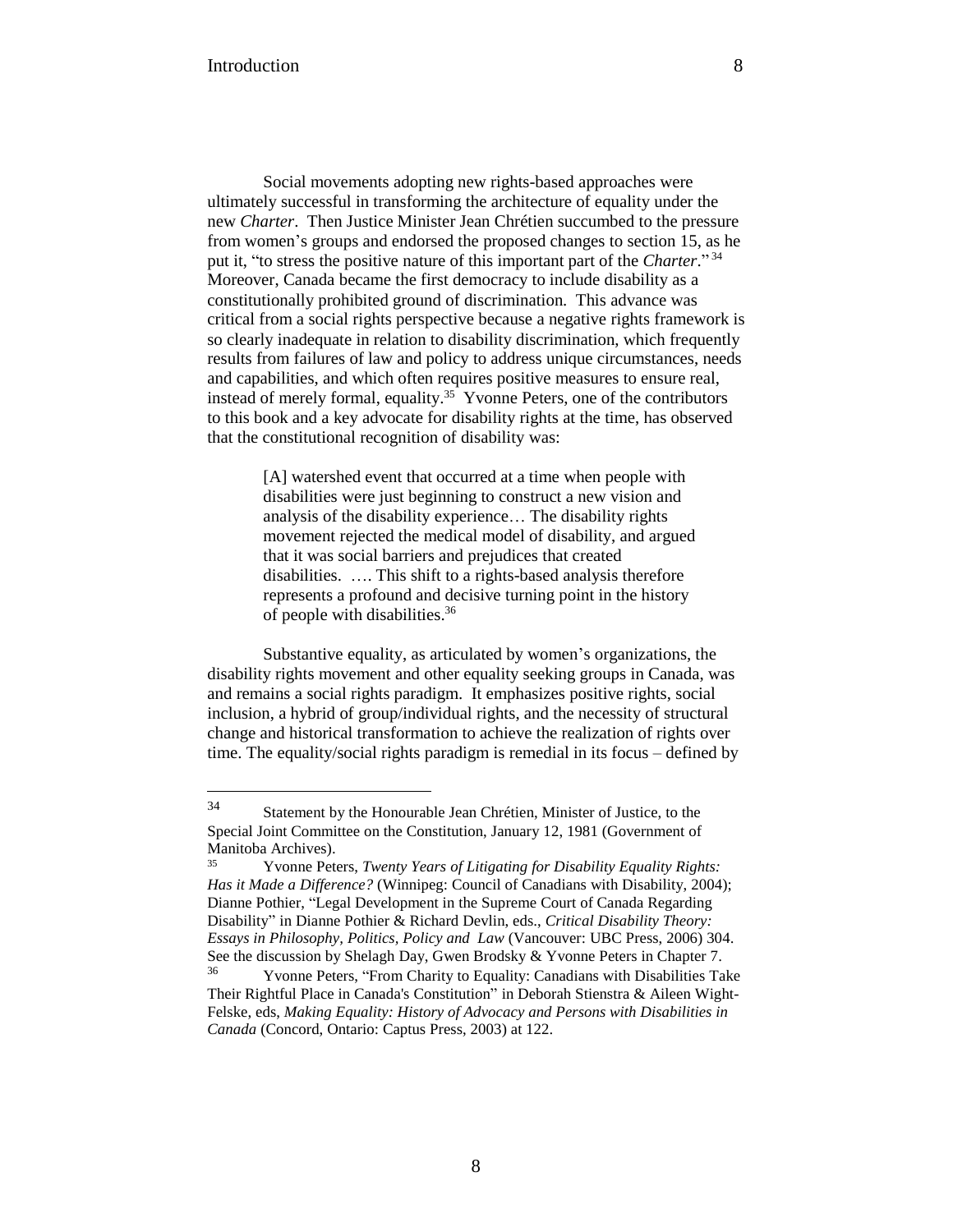Social movements adopting new rights-based approaches were ultimately successful in transforming the architecture of equality under the new *Charter*. Then Justice Minister Jean Chrétien succumbed to the pressure from women's groups and endorsed the proposed changes to section 15, as he put it, "to stress the positive nature of this important part of the *Charter*."[34] Moreover, Canada became the first democracy to include disability as a constitutionally prohibited ground of discrimination. This advance was critical from a social rights perspective because a negative rights framework is so clearly inadequate in relation to disability discrimination, which frequently results from failures of law and policy to address unique circumstances, needs and capabilities, and which often requires positive measures to ensure real, instead of merely formal, equality.[35] Yvonne Peters, one of the contributors to this book and a key advocate for disability rights at the time, has observed that the constitutional recognition of disability was:

> [A] watershed event that occurred at a time when people with disabilities were just beginning to construct a new vision and analysis of the disability experience… The disability rights movement rejected the medical model of disability, and argued that it was social barriers and prejudices that created disabilities. …. This shift to a rights-based analysis therefore represents a profound and decisive turning point in the history of people with disabilities.[36]

Substantive equality, as articulated by women's organizations, the disability rights movement and other equality seeking groups in Canada, was and remains a social rights paradigm. It emphasizes positive rights, social inclusion, a hybrid of group/individual rights, and the necessity of structural change and historical transformation to achieve the realization of rights over time. The equality/social rights paradigm is remedial in its focus – defined by

---

[34] Statement by the Honourable Jean Chrétien, Minister of Justice, to the Special Joint Committee on the Constitution, January 12, 1981 (Government of Manitoba Archives).

[35] Yvonne Peters, *Twenty Years of Litigating for Disability Equality Rights: Has it Made a Difference?* (Winnipeg: Council of Canadians with Disability, 2004); Dianne Pothier, "Legal Development in the Supreme Court of Canada Regarding Disability" in Dianne Pothier & Richard Devlin, eds., *Critical Disability Theory: Essays in Philosophy, Politics, Policy and Law* (Vancouver: UBC Press, 2006) 304. See the discussion by Shelagh Day, Gwen Brodsky & Yvonne Peters in Chapter 7.

[36] Yvonne Peters, "From Charity to Equality: Canadians with Disabilities Take Their Rightful Place in Canada's Constitution" in Deborah Stienstra & Aileen Wight-Felske, eds, *Making Equality: History of Advocacy and Persons with Disabilities in Canada* (Concord, Ontario: Captus Press, 2003) at 122.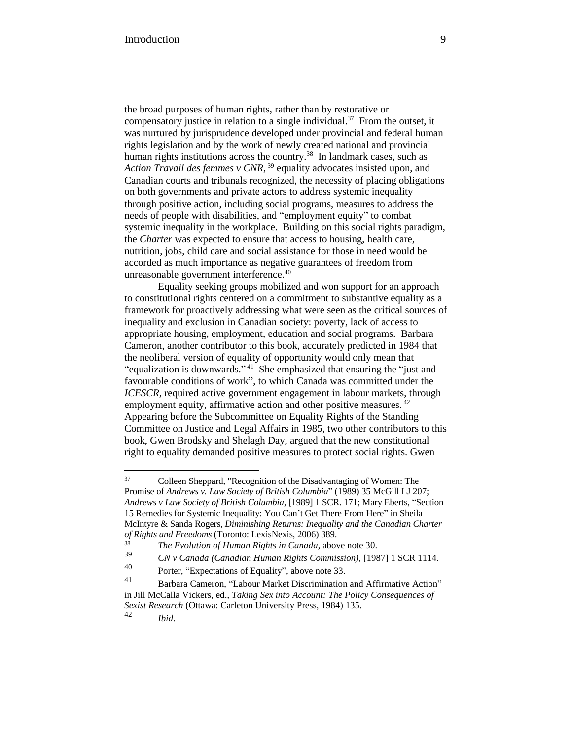the broad purposes of human rights, rather than by restorative or compensatory justice in relation to a single individual.[37] From the outset, it was nurtured by jurisprudence developed under provincial and federal human rights legislation and by the work of newly created national and provincial human rights institutions across the country.[38] In landmark cases, such as *Action Travail des femmes v CNR*,[39] equality advocates insisted upon, and Canadian courts and tribunals recognized, the necessity of placing obligations on both governments and private actors to address systemic inequality through positive action, including social programs, measures to address the needs of people with disabilities, and "employment equity" to combat systemic inequality in the workplace. Building on this social rights paradigm, the *Charter* was expected to ensure that access to housing, health care, nutrition, jobs, child care and social assistance for those in need would be accorded as much importance as negative guarantees of freedom from unreasonable government interference.[40]

Equality seeking groups mobilized and won support for an approach to constitutional rights centered on a commitment to substantive equality as a framework for proactively addressing what were seen as the critical sources of inequality and exclusion in Canadian society: poverty, lack of access to appropriate housing, employment, education and social programs. Barbara Cameron, another contributor to this book, accurately predicted in 1984 that the neoliberal version of equality of opportunity would only mean that "equalization is downwards."[41] She emphasized that ensuring the "just and favourable conditions of work", to which Canada was committed under the *ICESCR*, required active government engagement in labour markets, through employment equity, affirmative action and other positive measures.[42] Appearing before the Subcommittee on Equality Rights of the Standing Committee on Justice and Legal Affairs in 1985, two other contributors to this book, Gwen Brodsky and Shelagh Day, argued that the new constitutional right to equality demanded positive measures to protect social rights. Gwen

---

[37] Colleen Sheppard, "Recognition of the Disadvantaging of Women: The Promise of *Andrews v. Law Society of British Columbia*" (1989) 35 McGill LJ 207; *Andrews v Law Society of British Columbia*, [1989] 1 SCR. 171; Mary Eberts, "Section 15 Remedies for Systemic Inequality: You Can't Get There From Here" in Sheila McIntyre & Sanda Rogers, *Diminishing Returns: Inequality and the Canadian Charter of Rights and Freedoms* (Toronto: LexisNexis, 2006) 389.

[38] *The Evolution of Human Rights in Canada*, above note 30.

[39] *CN v Canada (Canadian Human Rights Commission)*, [1987] 1 SCR 1114.

[40] Porter, "Expectations of Equality", above note 33.

[41] Barbara Cameron, "Labour Market Discrimination and Affirmative Action" in Jill McCalla Vickers, ed., *Taking Sex into Account: The Policy Consequences of Sexist Research* (Ottawa: Carleton University Press, 1984) 135.

[42] *Ibid*.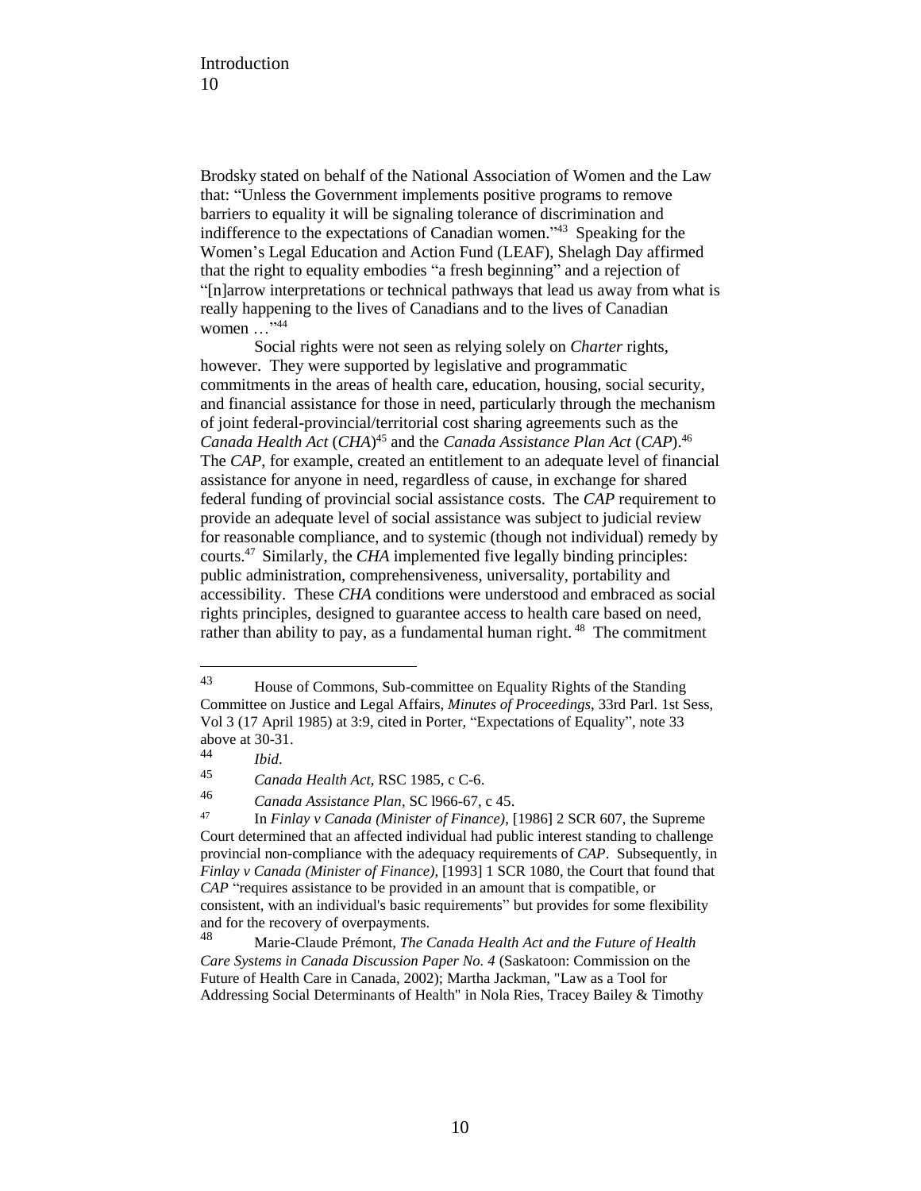Brodsky stated on behalf of the National Association of Women and the Law that: "Unless the Government implements positive programs to remove barriers to equality it will be signaling tolerance of discrimination and indifference to the expectations of Canadian women."[43] Speaking for the Women's Legal Education and Action Fund (LEAF), Shelagh Day affirmed that the right to equality embodies "a fresh beginning" and a rejection of "[n]arrow interpretations or technical pathways that lead us away from what is really happening to the lives of Canadians and to the lives of Canadian women …"[44]

Social rights were not seen as relying solely on *Charter* rights, however. They were supported by legislative and programmatic commitments in the areas of health care, education, housing, social security, and financial assistance for those in need, particularly through the mechanism of joint federal-provincial/territorial cost sharing agreements such as the *Canada Health Act* (*CHA*)[45] and the *Canada Assistance Plan Act* (*CAP*).[46] The *CAP*, for example, created an entitlement to an adequate level of financial assistance for anyone in need, regardless of cause, in exchange for shared federal funding of provincial social assistance costs. The *CAP* requirement to provide an adequate level of social assistance was subject to judicial review for reasonable compliance, and to systemic (though not individual) remedy by courts.[47] Similarly, the *CHA* implemented five legally binding principles: public administration, comprehensiveness, universality, portability and accessibility. These *CHA* conditions were understood and embraced as social rights principles, designed to guarantee access to health care based on need, rather than ability to pay, as a fundamental human right.[48] The commitment

---

[43] House of Commons, Sub-committee on Equality Rights of the Standing Committee on Justice and Legal Affairs, *Minutes of Proceedings*, 33rd Parl. 1st Sess, Vol 3 (17 April 1985) at 3:9, cited in Porter, "Expectations of Equality", note 33 above at 30-31.

[44] *Ibid*.

[45] *Canada Health Act*, RSC 1985, c C-6.

[46] *Canada Assistance Plan*, SC l966-67, c 45.

[47] In *Finlay v Canada (Minister of Finance)*, [1986] 2 SCR 607, the Supreme Court determined that an affected individual had public interest standing to challenge provincial non-compliance with the adequacy requirements of *CAP*. Subsequently, in *Finlay v Canada (Minister of Finance)*, [1993] 1 SCR 1080, the Court that found that *CAP* "requires assistance to be provided in an amount that is compatible, or consistent, with an individual's basic requirements" but provides for some flexibility and for the recovery of overpayments.

[48] Marie-Claude Prémont, *The Canada Health Act and the Future of Health Care Systems in Canada Discussion Paper No. 4* (Saskatoon: Commission on the Future of Health Care in Canada, 2002); Martha Jackman, "Law as a Tool for Addressing Social Determinants of Health" in Nola Ries, Tracey Bailey & Timothy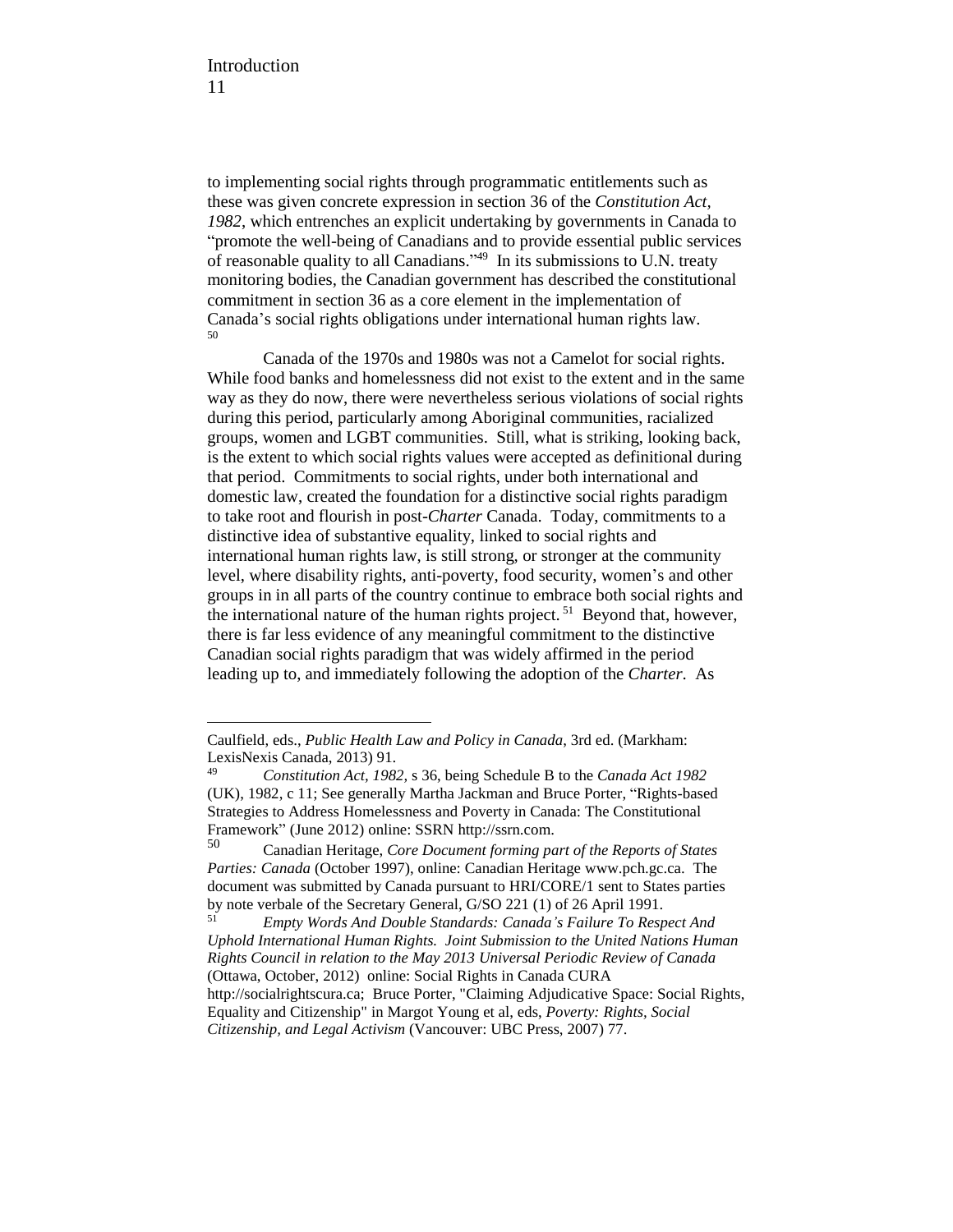to implementing social rights through programmatic entitlements such as these was given concrete expression in section 36 of the *Constitution Act, 1982*, which entrenches an explicit undertaking by governments in Canada to "promote the well-being of Canadians and to provide essential public services of reasonable quality to all Canadians."[49] In its submissions to U.N. treaty monitoring bodies, the Canadian government has described the constitutional commitment in section 36 as a core element in the implementation of Canada's social rights obligations under international human rights law.[50]

Canada of the 1970s and 1980s was not a Camelot for social rights. While food banks and homelessness did not exist to the extent and in the same way as they do now, there were nevertheless serious violations of social rights during this period, particularly among Aboriginal communities, racialized groups, women and LGBT communities. Still, what is striking, looking back, is the extent to which social rights values were accepted as definitional during that period. Commitments to social rights, under both international and domestic law, created the foundation for a distinctive social rights paradigm to take root and flourish in post-*Charter* Canada. Today, commitments to a distinctive idea of substantive equality, linked to social rights and international human rights law, is still strong, or stronger at the community level, where disability rights, anti-poverty, food security, women's and other groups in in all parts of the country continue to embrace both social rights and the international nature of the human rights project.[51] Beyond that, however, there is far less evidence of any meaningful commitment to the distinctive Canadian social rights paradigm that was widely affirmed in the period leading up to, and immediately following the adoption of the *Charter*. As

---

Caulfield, eds., *Public Health Law and Policy in Canada*, 3rd ed. (Markham: LexisNexis Canada, 2013) 91.

[49] *Constitution Act, 1982,* s 36, being Schedule B to the *Canada Act 1982* (UK), 1982, c 11; See generally Martha Jackman and Bruce Porter, "Rights-based Strategies to Address Homelessness and Poverty in Canada: The Constitutional Framework" (June 2012) online: SSRN http://ssrn.com.

[50] Canadian Heritage, *Core Document forming part of the Reports of States Parties: Canada* (October 1997), online: Canadian Heritage www.pch.gc.ca. The document was submitted by Canada pursuant to HRI/CORE/1 sent to States parties by note verbale of the Secretary General, G/SO 221 (1) of 26 April 1991.

[51] *Empty Words And Double Standards: Canada's Failure To Respect And Uphold International Human Rights. Joint Submission to the United Nations Human Rights Council in relation to the May 2013 Universal Periodic Review of Canada* (Ottawa, October, 2012) online: Social Rights in Canada CURA http://socialrightscura.ca; Bruce Porter, "Claiming Adjudicative Space: Social Rights, Equality and Citizenship" in Margot Young et al, eds, *Poverty: Rights, Social Citizenship, and Legal Activism* (Vancouver: UBC Press, 2007) 77.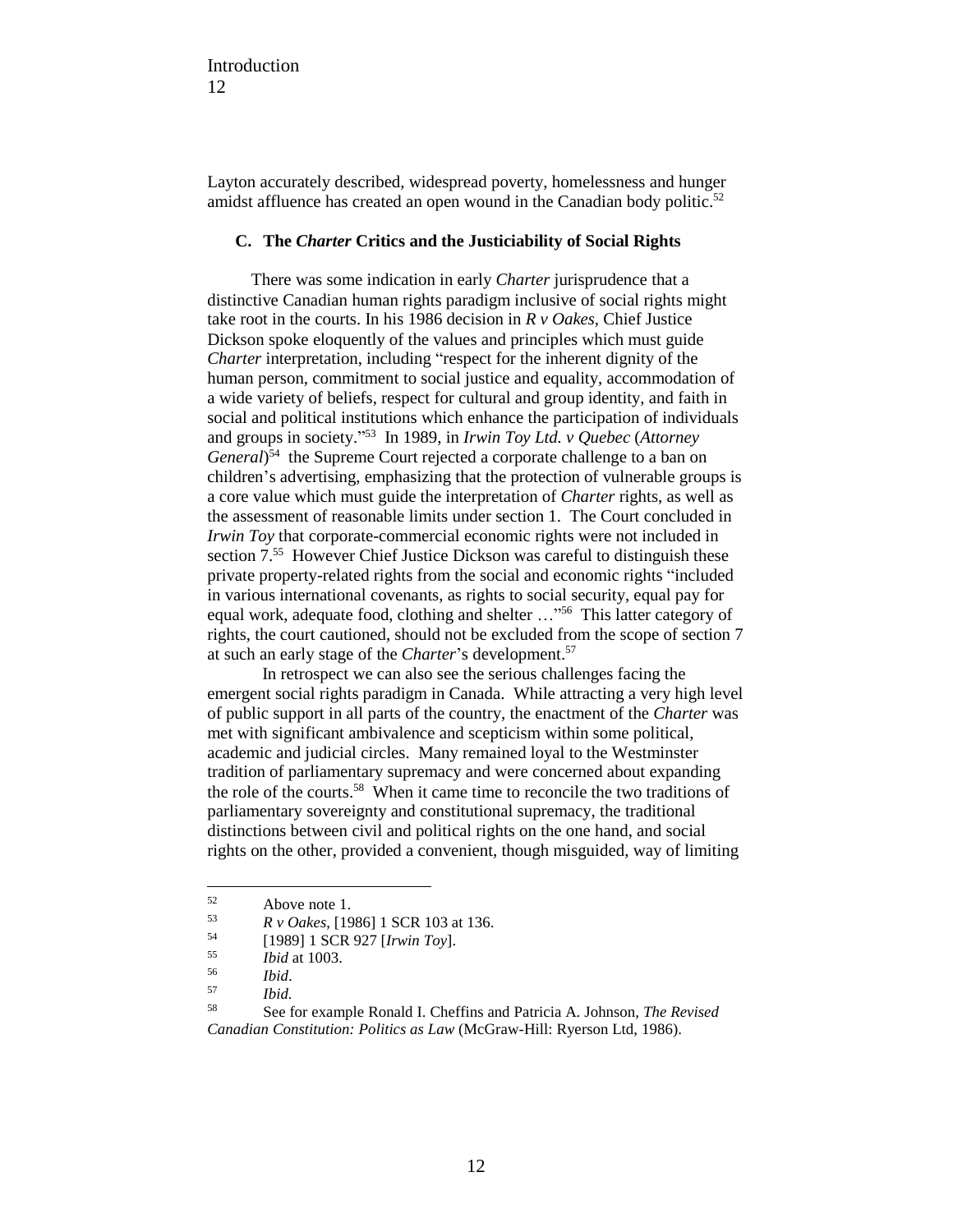Layton accurately described, widespread poverty, homelessness and hunger amidst affluence has created an open wound in the Canadian body politic.[52]

### C. The *Charter* Critics and the Justiciability of Social Rights

There was some indication in early *Charter* jurisprudence that a distinctive Canadian human rights paradigm inclusive of social rights might take root in the courts. In his 1986 decision in *R v Oakes*, Chief Justice Dickson spoke eloquently of the values and principles which must guide *Charter* interpretation, including "respect for the inherent dignity of the human person, commitment to social justice and equality, accommodation of a wide variety of beliefs, respect for cultural and group identity, and faith in social and political institutions which enhance the participation of individuals and groups in society."[53] In 1989, in *Irwin Toy Ltd. v Quebec* (*Attorney General*)[54] the Supreme Court rejected a corporate challenge to a ban on children's advertising, emphasizing that the protection of vulnerable groups is a core value which must guide the interpretation of *Charter* rights, as well as the assessment of reasonable limits under section 1. The Court concluded in *Irwin Toy* that corporate-commercial economic rights were not included in section 7.[55] However Chief Justice Dickson was careful to distinguish these private property-related rights from the social and economic rights "included in various international covenants, as rights to social security, equal pay for equal work, adequate food, clothing and shelter …"[56] This latter category of rights, the court cautioned, should not be excluded from the scope of section 7 at such an early stage of the *Charter*'s development.[57]

In retrospect we can also see the serious challenges facing the emergent social rights paradigm in Canada. While attracting a very high level of public support in all parts of the country, the enactment of the *Charter* was met with significant ambivalence and scepticism within some political, academic and judicial circles. Many remained loyal to the Westminster tradition of parliamentary supremacy and were concerned about expanding the role of the courts.[58] When it came time to reconcile the two traditions of parliamentary sovereignty and constitutional supremacy, the traditional distinctions between civil and political rights on the one hand, and social rights on the other, provided a convenient, though misguided, way of limiting

---

[52] Above note 1.

[53] *R v Oakes*, [1986] 1 SCR 103 at 136.

[54] [1989] 1 SCR 927 [*Irwin Toy*].

[55] *Ibid* at 1003.

[56] *Ibid*.

[57] *Ibid.*

[58] See for example Ronald I. Cheffins and Patricia A. Johnson, *The Revised Canadian Constitution: Politics as Law* (McGraw-Hill: Ryerson Ltd, 1986).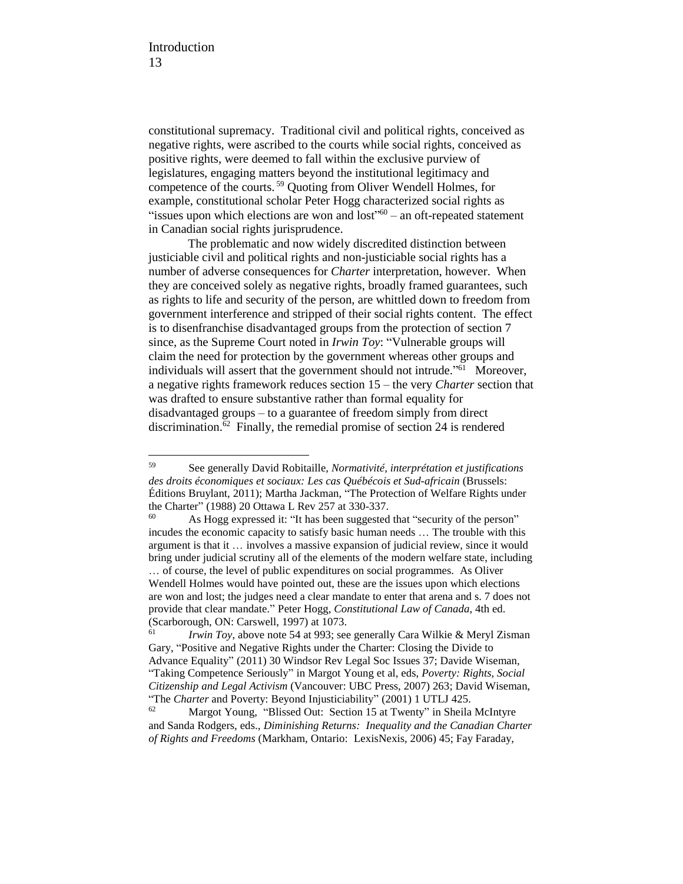constitutional supremacy. Traditional civil and political rights, conceived as negative rights, were ascribed to the courts while social rights, conceived as positive rights, were deemed to fall within the exclusive purview of legislatures, engaging matters beyond the institutional legitimacy and competence of the courts.[59] Quoting from Oliver Wendell Holmes, for example, constitutional scholar Peter Hogg characterized social rights as "issues upon which elections are won and lost"[60] – an oft-repeated statement in Canadian social rights jurisprudence.

The problematic and now widely discredited distinction between justiciable civil and political rights and non-justiciable social rights has a number of adverse consequences for *Charter* interpretation, however. When they are conceived solely as negative rights, broadly framed guarantees, such as rights to life and security of the person, are whittled down to freedom from government interference and stripped of their social rights content. The effect is to disenfranchise disadvantaged groups from the protection of section 7 since, as the Supreme Court noted in *Irwin Toy*: "Vulnerable groups will claim the need for protection by the government whereas other groups and individuals will assert that the government should not intrude."[61] Moreover, a negative rights framework reduces section 15 – the very *Charter* section that was drafted to ensure substantive rather than formal equality for disadvantaged groups – to a guarantee of freedom simply from direct discrimination.[62] Finally, the remedial promise of section 24 is rendered

---

[59] See generally David Robitaille, *Normativité, interprétation et justifications des droits économiques et sociaux: Les cas Québécois et Sud-africain* (Brussels: Éditions Bruylant, 2011); Martha Jackman, "The Protection of Welfare Rights under the Charter" (1988) 20 Ottawa L Rev 257 at 330-337.

[60] As Hogg expressed it: "It has been suggested that "security of the person" incudes the economic capacity to satisfy basic human needs … The trouble with this argument is that it … involves a massive expansion of judicial review, since it would bring under judicial scrutiny all of the elements of the modern welfare state, including … of course, the level of public expenditures on social programmes. As Oliver Wendell Holmes would have pointed out, these are the issues upon which elections are won and lost; the judges need a clear mandate to enter that arena and s. 7 does not provide that clear mandate." Peter Hogg, *Constitutional Law of Canada*, 4th ed. (Scarborough, ON: Carswell, 1997) at 1073.

[61] *Irwin Toy*, above note 54 at 993; see generally Cara Wilkie & Meryl Zisman Gary, "Positive and Negative Rights under the Charter: Closing the Divide to Advance Equality" (2011) 30 Windsor Rev Legal Soc Issues 37; Davide Wiseman, "Taking Competence Seriously" in Margot Young et al, eds, *Poverty: Rights, Social Citizenship and Legal Activism* (Vancouver: UBC Press, 2007) 263; David Wiseman, "The *Charter* and Poverty: Beyond Injusticiability" (2001) 1 UTLJ 425.

[62] Margot Young, "Blissed Out: Section 15 at Twenty" in Sheila McIntyre and Sanda Rodgers, eds., *Diminishing Returns: Inequality and the Canadian Charter of Rights and Freedoms* (Markham, Ontario: LexisNexis, 2006) 45; Fay Faraday,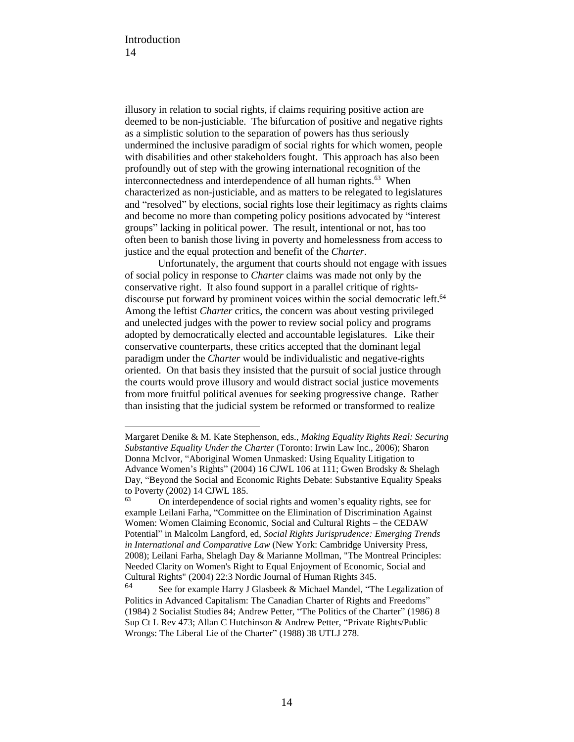illusory in relation to social rights, if claims requiring positive action are deemed to be non-justiciable. The bifurcation of positive and negative rights as a simplistic solution to the separation of powers has thus seriously undermined the inclusive paradigm of social rights for which women, people with disabilities and other stakeholders fought. This approach has also been profoundly out of step with the growing international recognition of the interconnectedness and interdependence of all human rights.[63] When characterized as non-justiciable, and as matters to be relegated to legislatures and "resolved" by elections, social rights lose their legitimacy as rights claims and become no more than competing policy positions advocated by "interest groups" lacking in political power. The result, intentional or not, has too often been to banish those living in poverty and homelessness from access to justice and the equal protection and benefit of the *Charter*.

Unfortunately, the argument that courts should not engage with issues of social policy in response to *Charter* claims was made not only by the conservative right. It also found support in a parallel critique of rights-discourse put forward by prominent voices within the social democratic left.[64] Among the leftist *Charter* critics, the concern was about vesting privileged and unelected judges with the power to review social policy and programs adopted by democratically elected and accountable legislatures. Like their conservative counterparts, these critics accepted that the dominant legal paradigm under the *Charter* would be individualistic and negative-rights oriented. On that basis they insisted that the pursuit of social justice through the courts would prove illusory and would distract social justice movements from more fruitful political avenues for seeking progressive change. Rather than insisting that the judicial system be reformed or transformed to realize

---

Margaret Denike & M. Kate Stephenson, eds., *Making Equality Rights Real: Securing Substantive Equality Under the Charter* (Toronto: Irwin Law Inc., 2006); Sharon Donna McIvor, "Aboriginal Women Unmasked: Using Equality Litigation to Advance Women's Rights" (2004) 16 CJWL 106 at 111; Gwen Brodsky & Shelagh Day, "Beyond the Social and Economic Rights Debate: Substantive Equality Speaks to Poverty (2002) 14 CJWL 185.

[63] On interdependence of social rights and women's equality rights, see for example Leilani Farha, "Committee on the Elimination of Discrimination Against Women: Women Claiming Economic, Social and Cultural Rights – the CEDAW Potential" in Malcolm Langford, ed, *Social Rights Jurisprudence: Emerging Trends in International and Comparative Law* (New York: Cambridge University Press, 2008); Leilani Farha, Shelagh Day & Marianne Mollman, "The Montreal Principles: Needed Clarity on Women's Right to Equal Enjoyment of Economic, Social and Cultural Rights" (2004) 22:3 Nordic Journal of Human Rights 345.

[64] See for example Harry J Glasbeek & Michael Mandel, "The Legalization of Politics in Advanced Capitalism: The Canadian Charter of Rights and Freedoms" (1984) 2 Socialist Studies 84; Andrew Petter, "The Politics of the Charter" (1986) 8 Sup Ct L Rev 473; Allan C Hutchinson & Andrew Petter, "Private Rights/Public Wrongs: The Liberal Lie of the Charter" (1988) 38 UTLJ 278.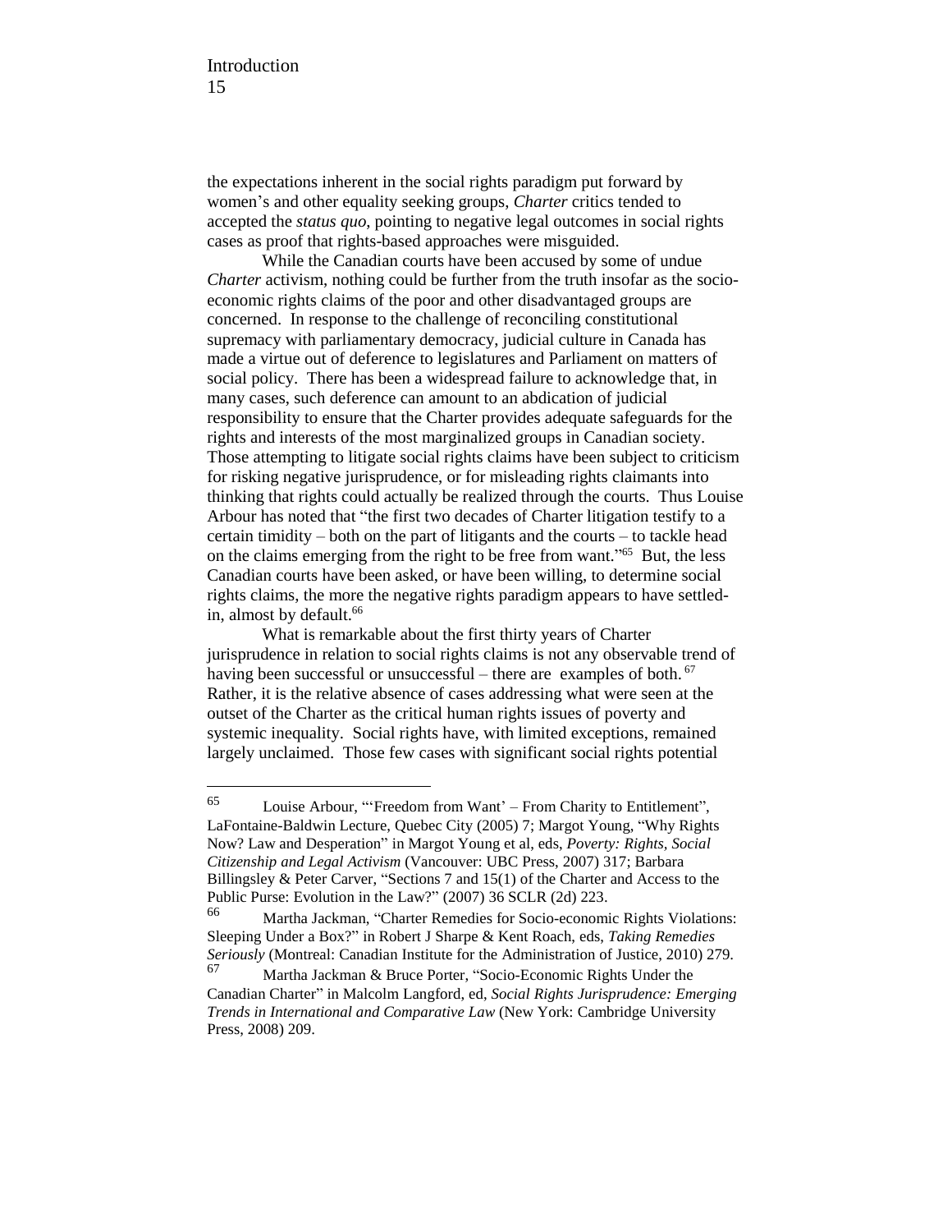the expectations inherent in the social rights paradigm put forward by women's and other equality seeking groups, *Charter* critics tended to accepted the *status quo*, pointing to negative legal outcomes in social rights cases as proof that rights-based approaches were misguided.

While the Canadian courts have been accused by some of undue *Charter* activism, nothing could be further from the truth insofar as the socio-economic rights claims of the poor and other disadvantaged groups are concerned. In response to the challenge of reconciling constitutional supremacy with parliamentary democracy, judicial culture in Canada has made a virtue out of deference to legislatures and Parliament on matters of social policy. There has been a widespread failure to acknowledge that, in many cases, such deference can amount to an abdication of judicial responsibility to ensure that the Charter provides adequate safeguards for the rights and interests of the most marginalized groups in Canadian society. Those attempting to litigate social rights claims have been subject to criticism for risking negative jurisprudence, or for misleading rights claimants into thinking that rights could actually be realized through the courts. Thus Louise Arbour has noted that "the first two decades of Charter litigation testify to a certain timidity – both on the part of litigants and the courts – to tackle head on the claims emerging from the right to be free from want."[65] But, the less Canadian courts have been asked, or have been willing, to determine social rights claims, the more the negative rights paradigm appears to have settled-in, almost by default.[66]

What is remarkable about the first thirty years of Charter jurisprudence in relation to social rights claims is not any observable trend of having been successful or unsuccessful – there are examples of both.[67] Rather, it is the relative absence of cases addressing what were seen at the outset of the Charter as the critical human rights issues of poverty and systemic inequality. Social rights have, with limited exceptions, remained largely unclaimed. Those few cases with significant social rights potential

---

[65] Louise Arbour, "'Freedom from Want' – From Charity to Entitlement", LaFontaine-Baldwin Lecture, Quebec City (2005) 7; Margot Young, "Why Rights Now? Law and Desperation" in Margot Young et al, eds, *Poverty: Rights, Social Citizenship and Legal Activism* (Vancouver: UBC Press, 2007) 317; Barbara Billingsley & Peter Carver, "Sections 7 and 15(1) of the Charter and Access to the Public Purse: Evolution in the Law?" (2007) 36 SCLR (2d) 223.

[66] Martha Jackman, "Charter Remedies for Socio-economic Rights Violations: Sleeping Under a Box?" in Robert J Sharpe & Kent Roach, eds, *Taking Remedies Seriously* (Montreal: Canadian Institute for the Administration of Justice, 2010) 279.

[67] Martha Jackman & Bruce Porter, "Socio-Economic Rights Under the Canadian Charter" in Malcolm Langford, ed, *Social Rights Jurisprudence: Emerging Trends in International and Comparative Law* (New York: Cambridge University Press, 2008) 209.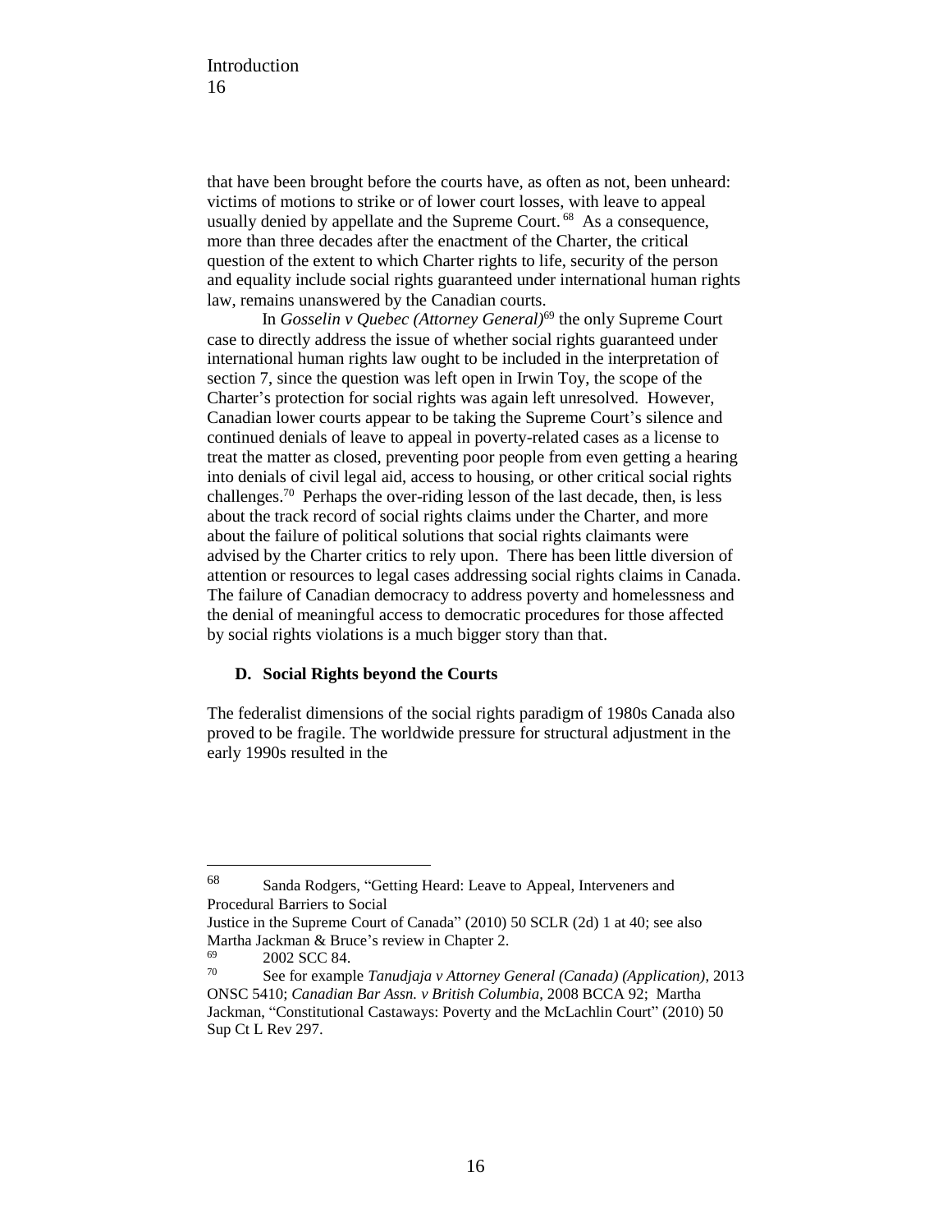that have been brought before the courts have, as often as not, been unheard: victims of motions to strike or of lower court losses, with leave to appeal usually denied by appellate and the Supreme Court.[68] As a consequence, more than three decades after the enactment of the Charter, the critical question of the extent to which Charter rights to life, security of the person and equality include social rights guaranteed under international human rights law, remains unanswered by the Canadian courts.

In *Gosselin v Quebec (Attorney General)*[69] the only Supreme Court case to directly address the issue of whether social rights guaranteed under international human rights law ought to be included in the interpretation of section 7, since the question was left open in Irwin Toy, the scope of the Charter's protection for social rights was again left unresolved. However, Canadian lower courts appear to be taking the Supreme Court's silence and continued denials of leave to appeal in poverty-related cases as a license to treat the matter as closed, preventing poor people from even getting a hearing into denials of civil legal aid, access to housing, or other critical social rights challenges.[70] Perhaps the over-riding lesson of the last decade, then, is less about the track record of social rights claims under the Charter, and more about the failure of political solutions that social rights claimants were advised by the Charter critics to rely upon. There has been little diversion of attention or resources to legal cases addressing social rights claims in Canada. The failure of Canadian democracy to address poverty and homelessness and the denial of meaningful access to democratic procedures for those affected by social rights violations is a much bigger story than that.

### D. Social Rights beyond the Courts

The federalist dimensions of the social rights paradigm of 1980s Canada also proved to be fragile. The worldwide pressure for structural adjustment in the early 1990s resulted in the

---

[68] Sanda Rodgers, "Getting Heard: Leave to Appeal, Interveners and Procedural Barriers to Social Justice in the Supreme Court of Canada" (2010) 50 SCLR (2d) 1 at 40; see also Martha Jackman & Bruce's review in Chapter 2.

[69] 2002 SCC 84.

[70] See for example *Tanudjaja v Attorney General (Canada) (Application),* 2013 ONSC 5410; *Canadian Bar Assn. v British Columbia,* 2008 BCCA 92; Martha Jackman, "Constitutional Castaways: Poverty and the McLachlin Court" (2010) 50 Sup Ct L Rev 297.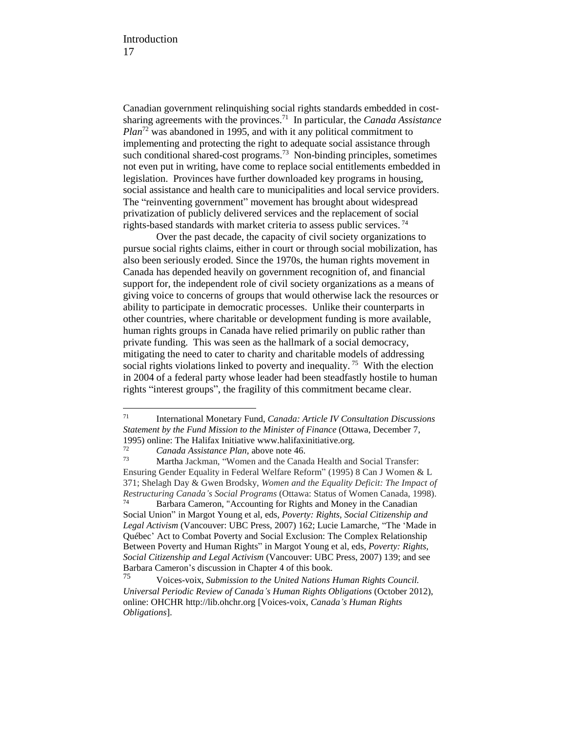Canadian government relinquishing social rights standards embedded in cost-sharing agreements with the provinces.[71] In particular, the *Canada Assistance Plan*[72] was abandoned in 1995, and with it any political commitment to implementing and protecting the right to adequate social assistance through such conditional shared-cost programs.[73] Non-binding principles, sometimes not even put in writing, have come to replace social entitlements embedded in legislation. Provinces have further downloaded key programs in housing, social assistance and health care to municipalities and local service providers. The "reinventing government" movement has brought about widespread privatization of publicly delivered services and the replacement of social rights-based standards with market criteria to assess public services.[74]

Over the past decade, the capacity of civil society organizations to pursue social rights claims, either in court or through social mobilization, has also been seriously eroded. Since the 1970s, the human rights movement in Canada has depended heavily on government recognition of, and financial support for, the independent role of civil society organizations as a means of giving voice to concerns of groups that would otherwise lack the resources or ability to participate in democratic processes. Unlike their counterparts in other countries, where charitable or development funding is more available, human rights groups in Canada have relied primarily on public rather than private funding. This was seen as the hallmark of a social democracy, mitigating the need to cater to charity and charitable models of addressing social rights violations linked to poverty and inequality.[75] With the election in 2004 of a federal party whose leader had been steadfastly hostile to human rights "interest groups", the fragility of this commitment became clear.

---

[71] International Monetary Fund, *Canada: Article IV Consultation Discussions Statement by the Fund Mission to the Minister of Finance* (Ottawa, December 7, 1995) online: The Halifax Initiative www.halifaxinitiative.org.

[72] *Canada Assistance Plan,* above note 46.

[73] Martha Jackman, "Women and the Canada Health and Social Transfer: Ensuring Gender Equality in Federal Welfare Reform" (1995) 8 Can J Women & L 371; Shelagh Day & Gwen Brodsky, *Women and the Equality Deficit: The Impact of Restructuring Canada's Social Programs* (Ottawa: Status of Women Canada, 1998).

[74] Barbara Cameron, "Accounting for Rights and Money in the Canadian Social Union" in Margot Young et al, eds, *Poverty: Rights, Social Citizenship and Legal Activism* (Vancouver: UBC Press, 2007) 162; Lucie Lamarche, "The 'Made in Québec' Act to Combat Poverty and Social Exclusion: The Complex Relationship Between Poverty and Human Rights" in Margot Young et al, eds, *Poverty: Rights, Social Citizenship and Legal Activism* (Vancouver: UBC Press, 2007) 139; and see Barbara Cameron's discussion in Chapter 4 of this book.

[75] Voices-voix, *Submission to the United Nations Human Rights Council. Universal Periodic Review of Canada's Human Rights Obligations* (October 2012), online: OHCHR http://lib.ohchr.org [Voices-voix, *Canada's Human Rights Obligations*].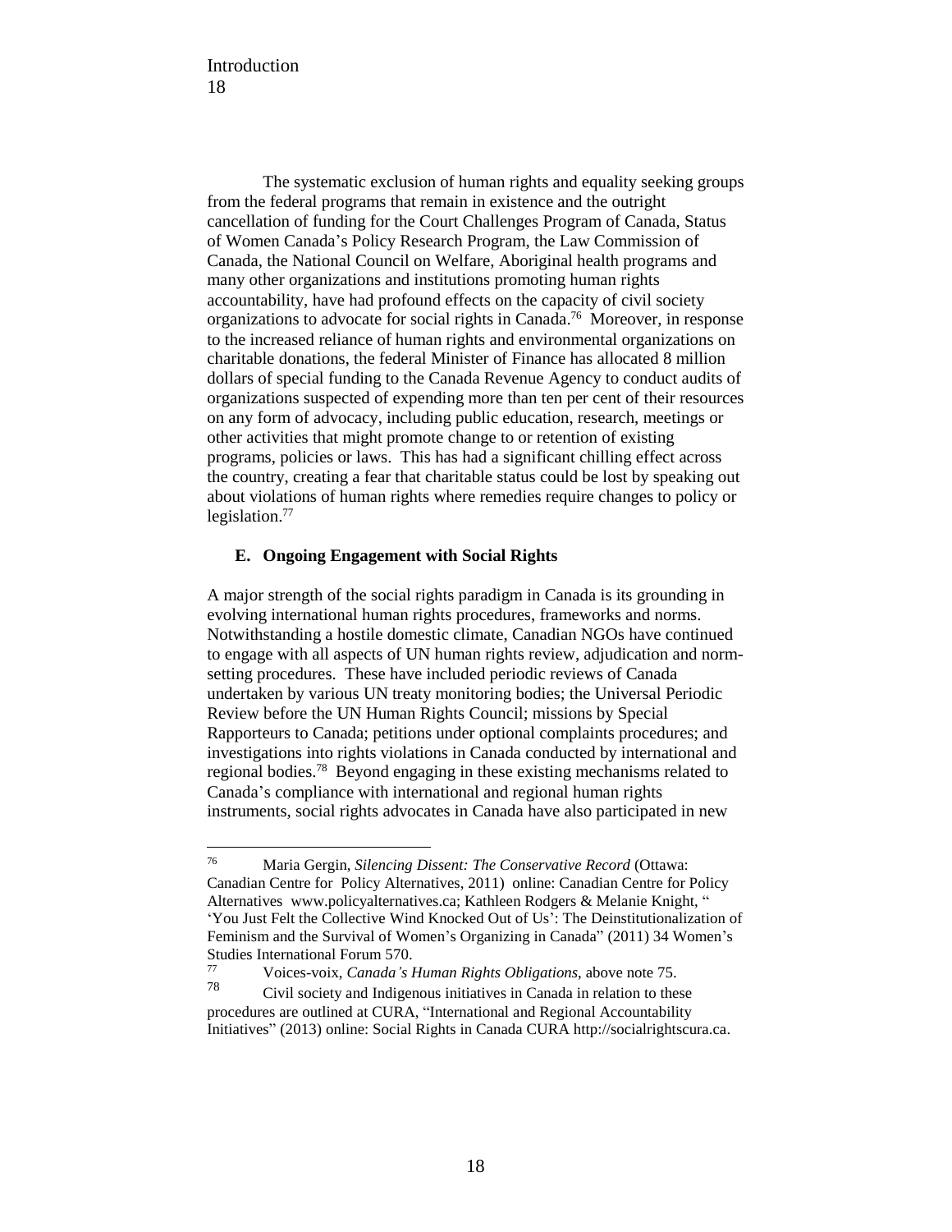The systematic exclusion of human rights and equality seeking groups from the federal programs that remain in existence and the outright cancellation of funding for the Court Challenges Program of Canada, Status of Women Canada's Policy Research Program, the Law Commission of Canada, the National Council on Welfare, Aboriginal health programs and many other organizations and institutions promoting human rights accountability, have had profound effects on the capacity of civil society organizations to advocate for social rights in Canada.[76] Moreover, in response to the increased reliance of human rights and environmental organizations on charitable donations, the federal Minister of Finance has allocated 8 million dollars of special funding to the Canada Revenue Agency to conduct audits of organizations suspected of expending more than ten per cent of their resources on any form of advocacy, including public education, research, meetings or other activities that might promote change to or retention of existing programs, policies or laws. This has had a significant chilling effect across the country, creating a fear that charitable status could be lost by speaking out about violations of human rights where remedies require changes to policy or legislation.[77]

### E. Ongoing Engagement with Social Rights

A major strength of the social rights paradigm in Canada is its grounding in evolving international human rights procedures, frameworks and norms. Notwithstanding a hostile domestic climate, Canadian NGOs have continued to engage with all aspects of UN human rights review, adjudication and norm-setting procedures. These have included periodic reviews of Canada undertaken by various UN treaty monitoring bodies; the Universal Periodic Review before the UN Human Rights Council; missions by Special Rapporteurs to Canada; petitions under optional complaints procedures; and investigations into rights violations in Canada conducted by international and regional bodies.[78] Beyond engaging in these existing mechanisms related to Canada's compliance with international and regional human rights instruments, social rights advocates in Canada have also participated in new

---

[76] Maria Gergin, *Silencing Dissent: The Conservative Record* (Ottawa: Canadian Centre for Policy Alternatives, 2011) online: Canadian Centre for Policy Alternatives www.policyalternatives.ca; Kathleen Rodgers & Melanie Knight, "'You Just Felt the Collective Wind Knocked Out of Us': The Deinstitutionalization of Feminism and the Survival of Women's Organizing in Canada" (2011) 34 Women's Studies International Forum 570.

[77] Voices-voix, *Canada's Human Rights Obligations*, above note 75.

[78] Civil society and Indigenous initiatives in Canada in relation to these procedures are outlined at CURA, "International and Regional Accountability Initiatives" (2013) online: Social Rights in Canada CURA http://socialrightscura.ca.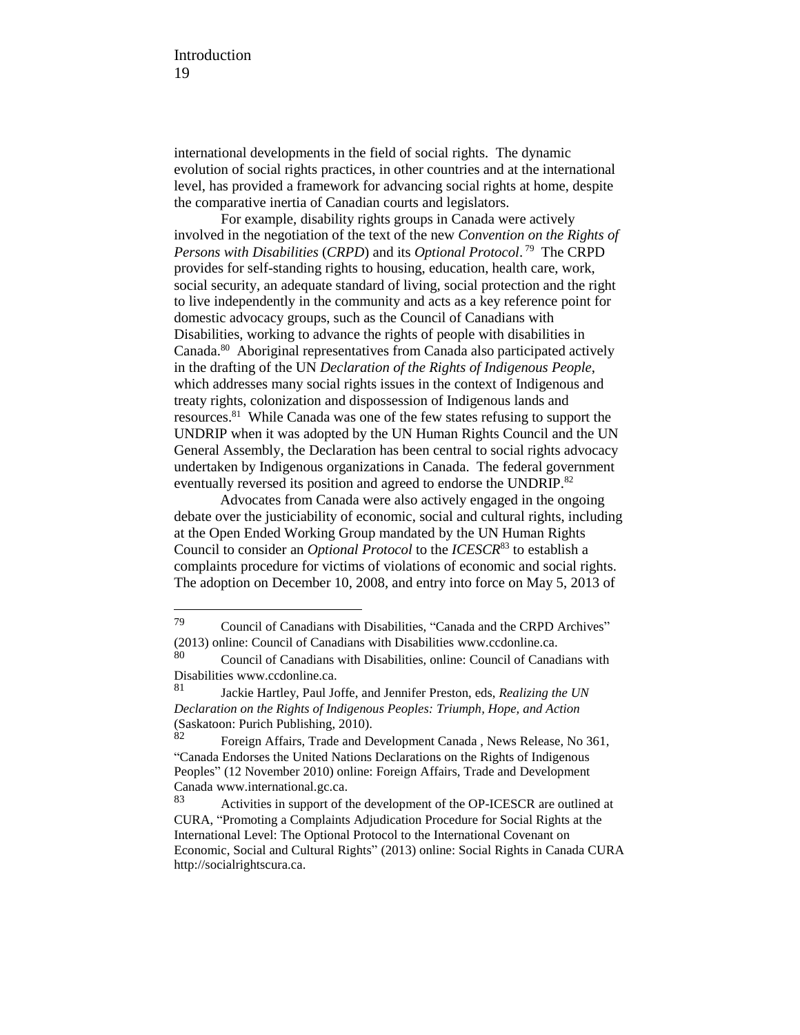international developments in the field of social rights. The dynamic evolution of social rights practices, in other countries and at the international level, has provided a framework for advancing social rights at home, despite the comparative inertia of Canadian courts and legislators.

For example, disability rights groups in Canada were actively involved in the negotiation of the text of the new *Convention on the Rights of Persons with Disabilities* (*CRPD*) and its *Optional Protocol*.[79] The CRPD provides for self-standing rights to housing, education, health care, work, social security, an adequate standard of living, social protection and the right to live independently in the community and acts as a key reference point for domestic advocacy groups, such as the Council of Canadians with Disabilities, working to advance the rights of people with disabilities in Canada.[80] Aboriginal representatives from Canada also participated actively in the drafting of the UN *Declaration of the Rights of Indigenous People*, which addresses many social rights issues in the context of Indigenous and treaty rights, colonization and dispossession of Indigenous lands and resources.[81] While Canada was one of the few states refusing to support the UNDRIP when it was adopted by the UN Human Rights Council and the UN General Assembly, the Declaration has been central to social rights advocacy undertaken by Indigenous organizations in Canada. The federal government eventually reversed its position and agreed to endorse the UNDRIP.[82]

Advocates from Canada were also actively engaged in the ongoing debate over the justiciability of economic, social and cultural rights, including at the Open Ended Working Group mandated by the UN Human Rights Council to consider an *Optional Protocol* to the *ICESCR*[83] to establish a complaints procedure for victims of violations of economic and social rights. The adoption on December 10, 2008, and entry into force on May 5, 2013 of

---

[79] Council of Canadians with Disabilities, "Canada and the CRPD Archives" (2013) online: Council of Canadians with Disabilities www.ccdonline.ca.

[80] Council of Canadians with Disabilities, online: Council of Canadians with Disabilities www.ccdonline.ca.

[81] Jackie Hartley, Paul Joffe, and Jennifer Preston, eds, *Realizing the UN Declaration on the Rights of Indigenous Peoples: Triumph, Hope, and Action* (Saskatoon: Purich Publishing, 2010).

[82] Foreign Affairs, Trade and Development Canada , News Release, No 361, "Canada Endorses the United Nations Declarations on the Rights of Indigenous Peoples" (12 November 2010) online: Foreign Affairs, Trade and Development Canada www.international.gc.ca.

[83] Activities in support of the development of the OP-ICESCR are outlined at CURA, "Promoting a Complaints Adjudication Procedure for Social Rights at the International Level: The Optional Protocol to the International Covenant on Economic, Social and Cultural Rights" (2013) online: Social Rights in Canada CURA http://socialrightscura.ca.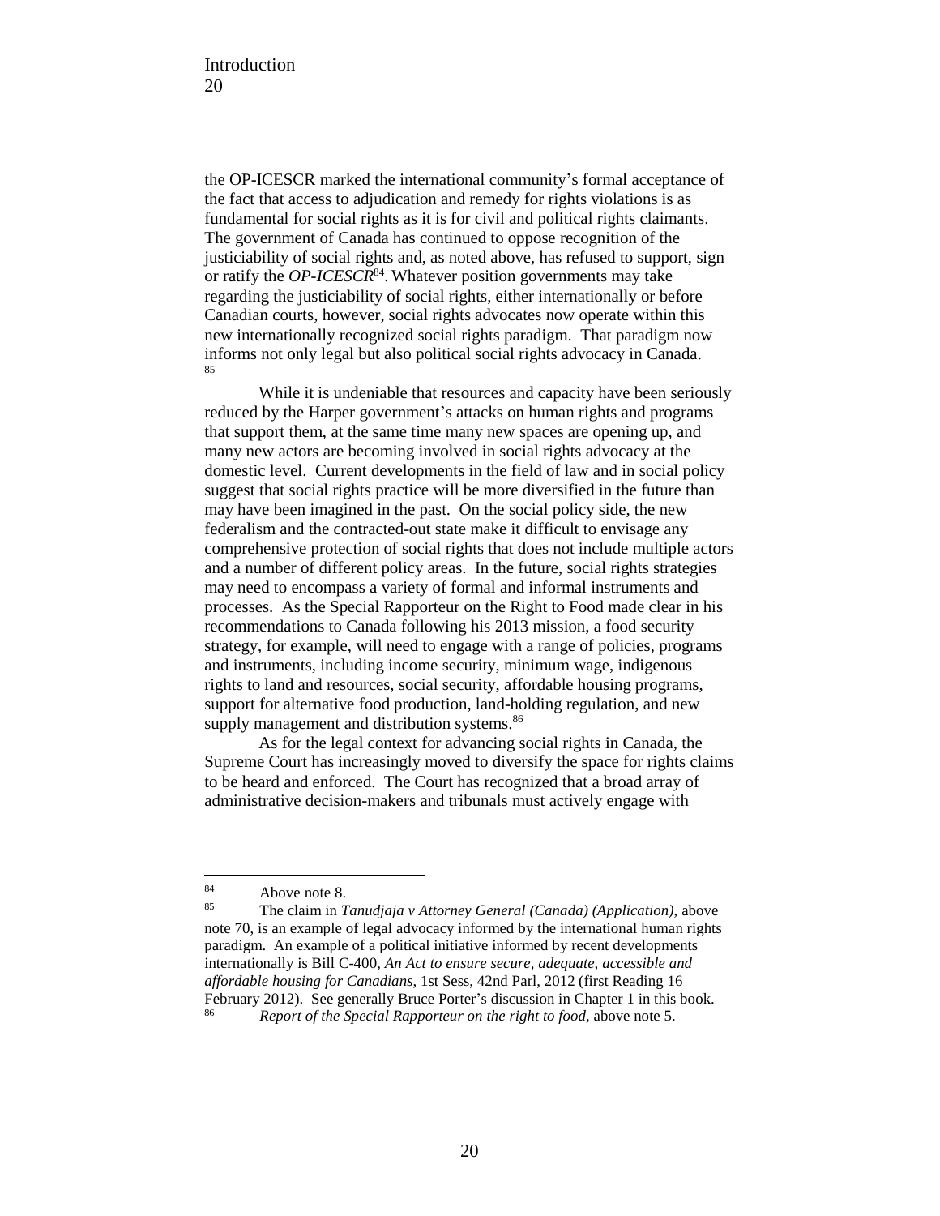the OP-ICESCR marked the international community's formal acceptance of the fact that access to adjudication and remedy for rights violations is as fundamental for social rights as it is for civil and political rights claimants. The government of Canada has continued to oppose recognition of the justiciability of social rights and, as noted above, has refused to support, sign or ratify the *OP-ICESCR*[84]. Whatever position governments may take regarding the justiciability of social rights, either internationally or before Canadian courts, however, social rights advocates now operate within this new internationally recognized social rights paradigm. That paradigm now informs not only legal but also political social rights advocacy in Canada.[85]

While it is undeniable that resources and capacity have been seriously reduced by the Harper government's attacks on human rights and programs that support them, at the same time many new spaces are opening up, and many new actors are becoming involved in social rights advocacy at the domestic level. Current developments in the field of law and in social policy suggest that social rights practice will be more diversified in the future than may have been imagined in the past. On the social policy side, the new federalism and the contracted-out state make it difficult to envisage any comprehensive protection of social rights that does not include multiple actors and a number of different policy areas. In the future, social rights strategies may need to encompass a variety of formal and informal instruments and processes. As the Special Rapporteur on the Right to Food made clear in his recommendations to Canada following his 2013 mission, a food security strategy, for example, will need to engage with a range of policies, programs and instruments, including income security, minimum wage, indigenous rights to land and resources, social security, affordable housing programs, support for alternative food production, land-holding regulation, and new supply management and distribution systems.[86]

As for the legal context for advancing social rights in Canada, the Supreme Court has increasingly moved to diversify the space for rights claims to be heard and enforced. The Court has recognized that a broad array of administrative decision-makers and tribunals must actively engage with

---

[84] Above note 8.

[85] The claim in *Tanudjaja v Attorney General (Canada) (Application)*, above note 70, is an example of legal advocacy informed by the international human rights paradigm. An example of a political initiative informed by recent developments internationally is Bill C-400, *An Act to ensure secure, adequate, accessible and affordable housing for Canadians*, 1st Sess, 42nd Parl, 2012 (first Reading 16 February 2012). See generally Bruce Porter's discussion in Chapter 1 in this book.

[86] *Report of the Special Rapporteur on the right to food*, above note 5.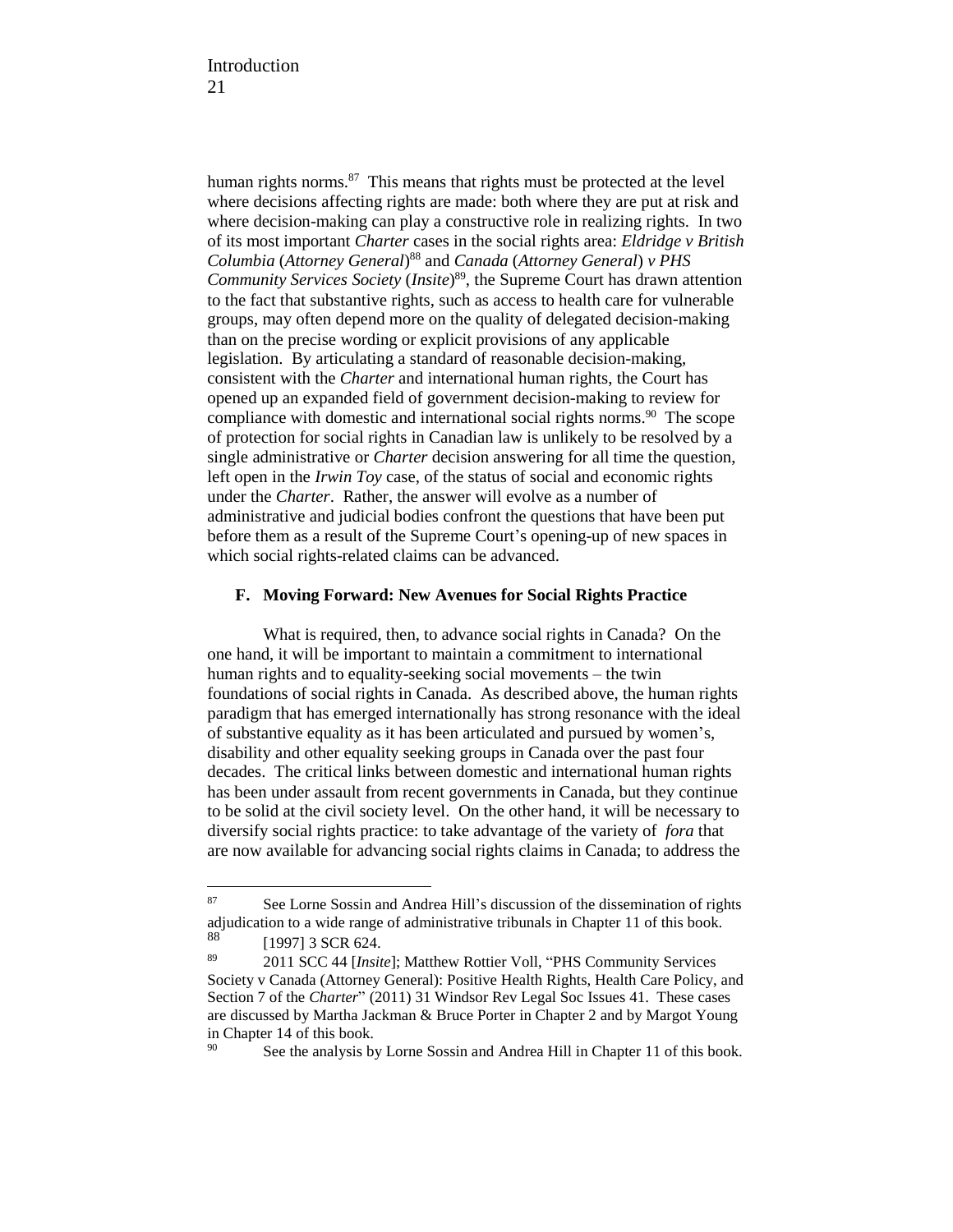human rights norms.[87] This means that rights must be protected at the level where decisions affecting rights are made: both where they are put at risk and where decision-making can play a constructive role in realizing rights. In two of its most important *Charter* cases in the social rights area: *Eldridge v British Columbia* (*Attorney General*)[88] and *Canada* (*Attorney General*) *v PHS Community Services Society* (*Insite*)[89], the Supreme Court has drawn attention to the fact that substantive rights, such as access to health care for vulnerable groups, may often depend more on the quality of delegated decision-making than on the precise wording or explicit provisions of any applicable legislation. By articulating a standard of reasonable decision-making, consistent with the *Charter* and international human rights, the Court has opened up an expanded field of government decision-making to review for compliance with domestic and international social rights norms.[90] The scope of protection for social rights in Canadian law is unlikely to be resolved by a single administrative or *Charter* decision answering for all time the question, left open in the *Irwin Toy* case, of the status of social and economic rights under the *Charter*. Rather, the answer will evolve as a number of administrative and judicial bodies confront the questions that have been put before them as a result of the Supreme Court's opening-up of new spaces in which social rights-related claims can be advanced.

### F. Moving Forward: New Avenues for Social Rights Practice

What is required, then, to advance social rights in Canada? On the one hand, it will be important to maintain a commitment to international human rights and to equality-seeking social movements – the twin foundations of social rights in Canada. As described above, the human rights paradigm that has emerged internationally has strong resonance with the ideal of substantive equality as it has been articulated and pursued by women's, disability and other equality seeking groups in Canada over the past four decades. The critical links between domestic and international human rights has been under assault from recent governments in Canada, but they continue to be solid at the civil society level. On the other hand, it will be necessary to diversify social rights practice: to take advantage of the variety of *fora* that are now available for advancing social rights claims in Canada; to address the

---

[87] See Lorne Sossin and Andrea Hill's discussion of the dissemination of rights adjudication to a wide range of administrative tribunals in Chapter 11 of this book.

[88] [1997] 3 SCR 624.

[89] 2011 SCC 44 [*Insite*]; Matthew Rottier Voll, "PHS Community Services Society v Canada (Attorney General): Positive Health Rights, Health Care Policy, and Section 7 of the *Charter*" (2011) 31 Windsor Rev Legal Soc Issues 41. These cases are discussed by Martha Jackman & Bruce Porter in Chapter 2 and by Margot Young in Chapter 14 of this book.

[90] See the analysis by Lorne Sossin and Andrea Hill in Chapter 11 of this book.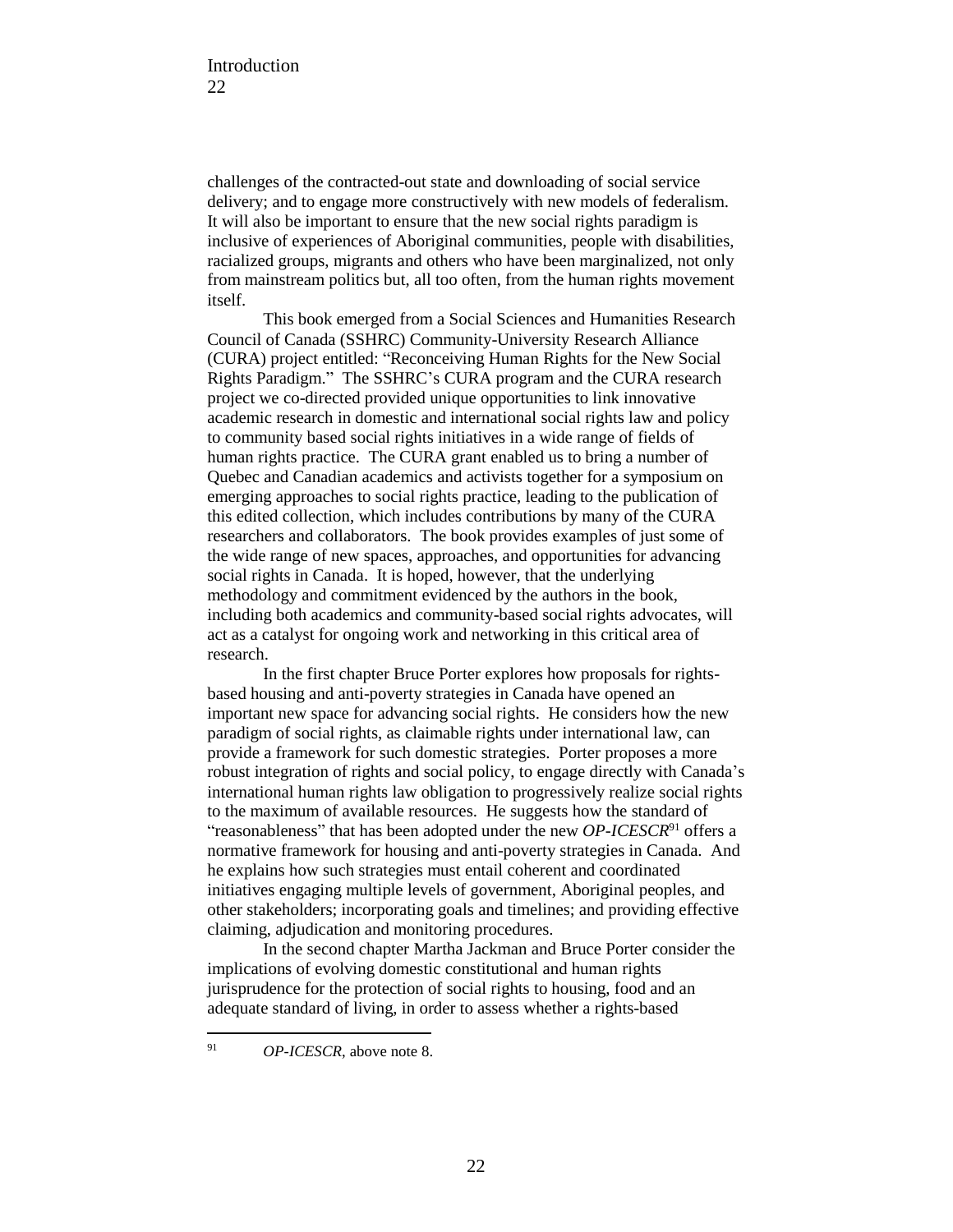challenges of the contracted-out state and downloading of social service delivery; and to engage more constructively with new models of federalism. It will also be important to ensure that the new social rights paradigm is inclusive of experiences of Aboriginal communities, people with disabilities, racialized groups, migrants and others who have been marginalized, not only from mainstream politics but, all too often, from the human rights movement itself.

This book emerged from a Social Sciences and Humanities Research Council of Canada (SSHRC) Community-University Research Alliance (CURA) project entitled: "Reconceiving Human Rights for the New Social Rights Paradigm." The SSHRC's CURA program and the CURA research project we co-directed provided unique opportunities to link innovative academic research in domestic and international social rights law and policy to community based social rights initiatives in a wide range of fields of human rights practice. The CURA grant enabled us to bring a number of Quebec and Canadian academics and activists together for a symposium on emerging approaches to social rights practice, leading to the publication of this edited collection, which includes contributions by many of the CURA researchers and collaborators. The book provides examples of just some of the wide range of new spaces, approaches, and opportunities for advancing social rights in Canada. It is hoped, however, that the underlying methodology and commitment evidenced by the authors in the book, including both academics and community-based social rights advocates, will act as a catalyst for ongoing work and networking in this critical area of research.

In the first chapter Bruce Porter explores how proposals for rights-based housing and anti-poverty strategies in Canada have opened an important new space for advancing social rights. He considers how the new paradigm of social rights, as claimable rights under international law, can provide a framework for such domestic strategies. Porter proposes a more robust integration of rights and social policy, to engage directly with Canada's international human rights law obligation to progressively realize social rights to the maximum of available resources. He suggests how the standard of "reasonableness" that has been adopted under the new *OP-ICESCR*[91] offers a normative framework for housing and anti-poverty strategies in Canada. And he explains how such strategies must entail coherent and coordinated initiatives engaging multiple levels of government, Aboriginal peoples, and other stakeholders; incorporating goals and timelines; and providing effective claiming, adjudication and monitoring procedures.

In the second chapter Martha Jackman and Bruce Porter consider the implications of evolving domestic constitutional and human rights jurisprudence for the protection of social rights to housing, food and an adequate standard of living, in order to assess whether a rights-based

---

[91] *OP-ICESCR*, above note 8.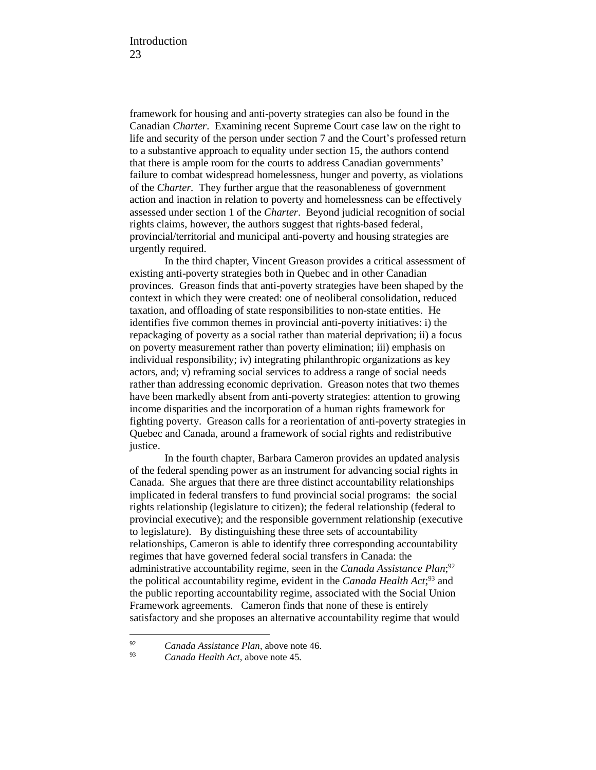framework for housing and anti-poverty strategies can also be found in the Canadian *Charter*. Examining recent Supreme Court case law on the right to life and security of the person under section 7 and the Court's professed return to a substantive approach to equality under section 15, the authors contend that there is ample room for the courts to address Canadian governments' failure to combat widespread homelessness, hunger and poverty, as violations of the *Charter.* They further argue that the reasonableness of government action and inaction in relation to poverty and homelessness can be effectively assessed under section 1 of the *Charter*. Beyond judicial recognition of social rights claims, however, the authors suggest that rights-based federal, provincial/territorial and municipal anti-poverty and housing strategies are urgently required.

In the third chapter, Vincent Greason provides a critical assessment of existing anti-poverty strategies both in Quebec and in other Canadian provinces. Greason finds that anti-poverty strategies have been shaped by the context in which they were created: one of neoliberal consolidation, reduced taxation, and offloading of state responsibilities to non-state entities. He identifies five common themes in provincial anti-poverty initiatives: i) the repackaging of poverty as a social rather than material deprivation; ii) a focus on poverty measurement rather than poverty elimination; iii) emphasis on individual responsibility; iv) integrating philanthropic organizations as key actors, and; v) reframing social services to address a range of social needs rather than addressing economic deprivation. Greason notes that two themes have been markedly absent from anti-poverty strategies: attention to growing income disparities and the incorporation of a human rights framework for fighting poverty. Greason calls for a reorientation of anti-poverty strategies in Quebec and Canada, around a framework of social rights and redistributive justice.

In the fourth chapter, Barbara Cameron provides an updated analysis of the federal spending power as an instrument for advancing social rights in Canada. She argues that there are three distinct accountability relationships implicated in federal transfers to fund provincial social programs: the social rights relationship (legislature to citizen); the federal relationship (federal to provincial executive); and the responsible government relationship (executive to legislature). By distinguishing these three sets of accountability relationships, Cameron is able to identify three corresponding accountability regimes that have governed federal social transfers in Canada: the administrative accountability regime, seen in the *Canada Assistance Plan*;[92] the political accountability regime, evident in the *Canada Health Act*;[93] and the public reporting accountability regime, associated with the Social Union Framework agreements. Cameron finds that none of these is entirely satisfactory and she proposes an alternative accountability regime that would

---

[92] *Canada Assistance Plan*, above note 46.

[93] *Canada Health Act*, above note 45.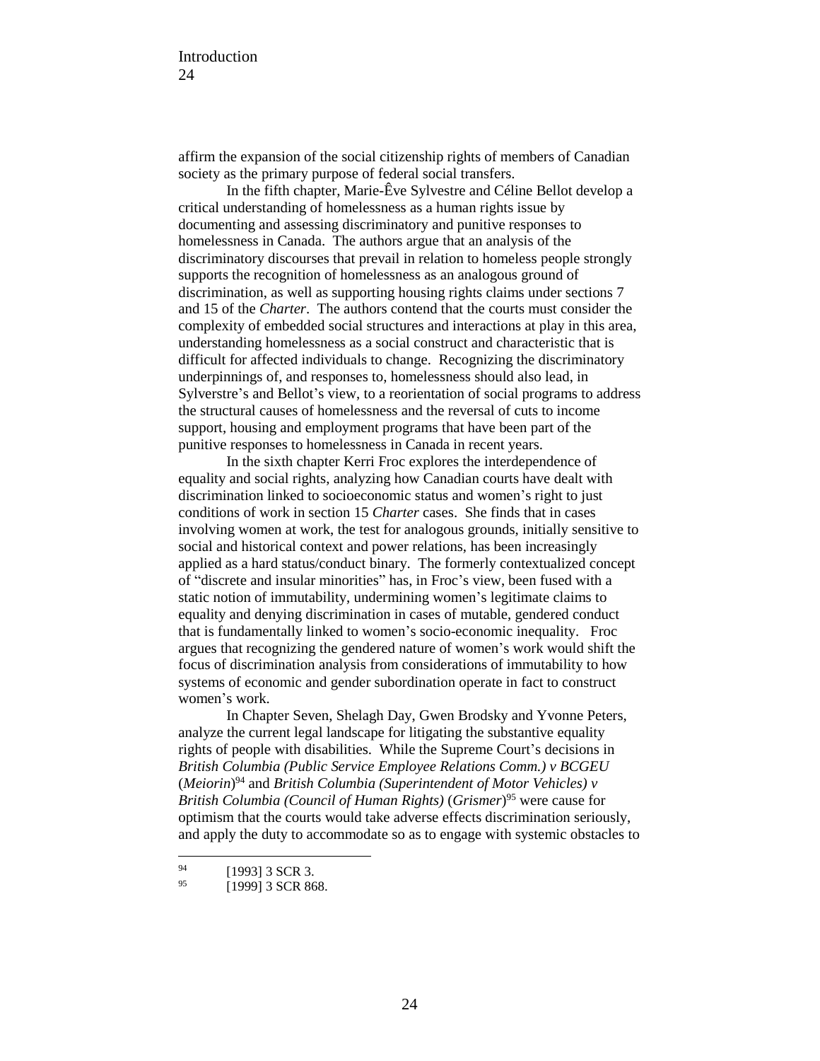affirm the expansion of the social citizenship rights of members of Canadian society as the primary purpose of federal social transfers.

In the fifth chapter, Marie-Êve Sylvestre and Céline Bellot develop a critical understanding of homelessness as a human rights issue by documenting and assessing discriminatory and punitive responses to homelessness in Canada. The authors argue that an analysis of the discriminatory discourses that prevail in relation to homeless people strongly supports the recognition of homelessness as an analogous ground of discrimination, as well as supporting housing rights claims under sections 7 and 15 of the *Charter*. The authors contend that the courts must consider the complexity of embedded social structures and interactions at play in this area, understanding homelessness as a social construct and characteristic that is difficult for affected individuals to change. Recognizing the discriminatory underpinnings of, and responses to, homelessness should also lead, in Sylverstre's and Bellot's view, to a reorientation of social programs to address the structural causes of homelessness and the reversal of cuts to income support, housing and employment programs that have been part of the punitive responses to homelessness in Canada in recent years.

In the sixth chapter Kerri Froc explores the interdependence of equality and social rights, analyzing how Canadian courts have dealt with discrimination linked to socioeconomic status and women's right to just conditions of work in section 15 *Charter* cases. She finds that in cases involving women at work, the test for analogous grounds, initially sensitive to social and historical context and power relations, has been increasingly applied as a hard status/conduct binary. The formerly contextualized concept of "discrete and insular minorities" has, in Froc's view, been fused with a static notion of immutability, undermining women's legitimate claims to equality and denying discrimination in cases of mutable, gendered conduct that is fundamentally linked to women's socio-economic inequality. Froc argues that recognizing the gendered nature of women's work would shift the focus of discrimination analysis from considerations of immutability to how systems of economic and gender subordination operate in fact to construct women's work.

In Chapter Seven, Shelagh Day, Gwen Brodsky and Yvonne Peters, analyze the current legal landscape for litigating the substantive equality rights of people with disabilities. While the Supreme Court's decisions in *British Columbia (Public Service Employee Relations Comm.) v BCGEU* (*Meiorin*)[94] and *British Columbia (Superintendent of Motor Vehicles) v British Columbia (Council of Human Rights)* (*Grismer*)[95] were cause for optimism that the courts would take adverse effects discrimination seriously, and apply the duty to accommodate so as to engage with systemic obstacles to

[94] [1993] 3 SCR 3.

[95] [1999] 3 SCR 868.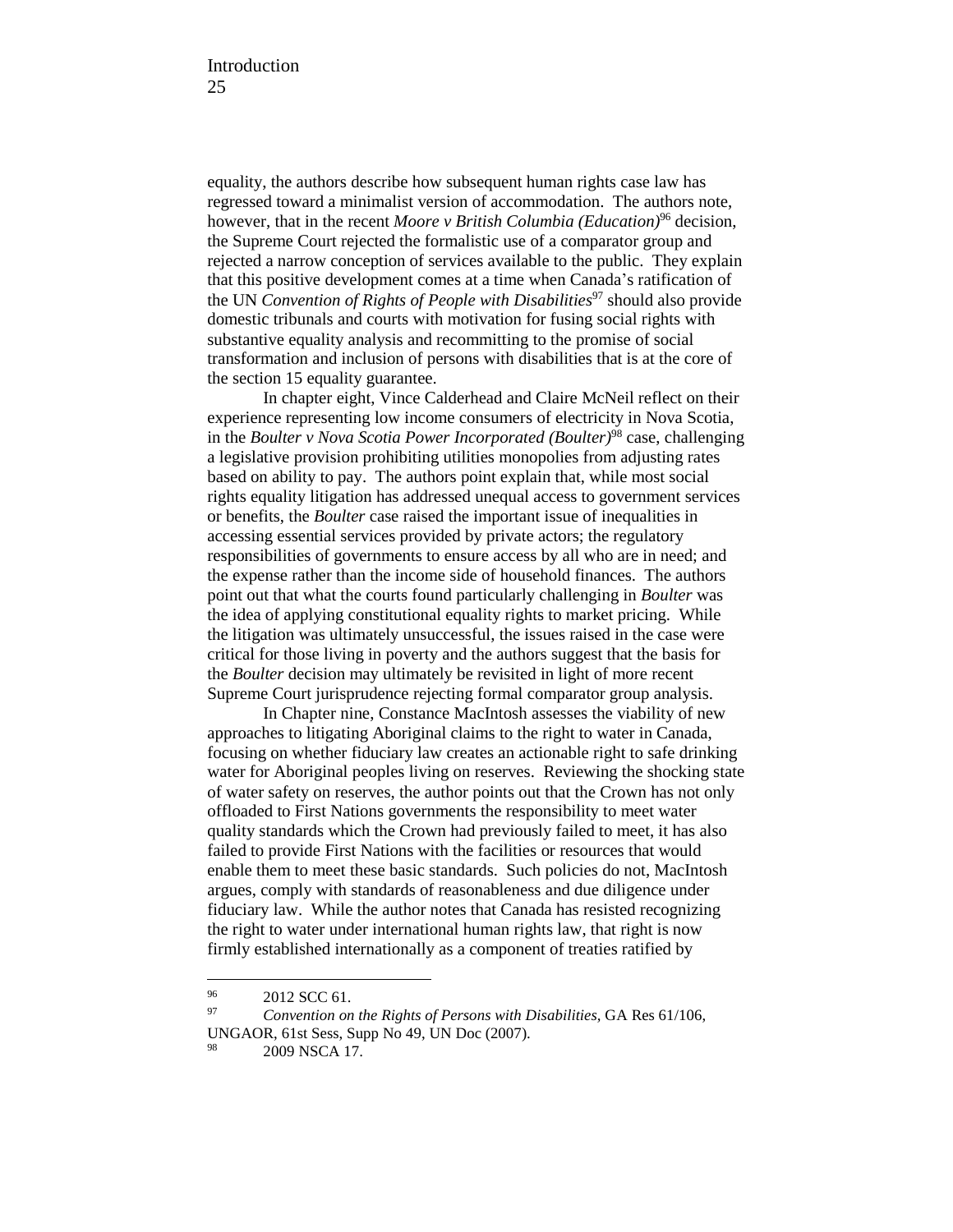equality, the authors describe how subsequent human rights case law has regressed toward a minimalist version of accommodation. The authors note, however, that in the recent *Moore v British Columbia (Education)*[96] decision, the Supreme Court rejected the formalistic use of a comparator group and rejected a narrow conception of services available to the public. They explain that this positive development comes at a time when Canada's ratification of the UN *Convention of Rights of People with Disabilities*[97] should also provide domestic tribunals and courts with motivation for fusing social rights with substantive equality analysis and recommitting to the promise of social transformation and inclusion of persons with disabilities that is at the core of the section 15 equality guarantee.

In chapter eight, Vince Calderhead and Claire McNeil reflect on their experience representing low income consumers of electricity in Nova Scotia, in the *Boulter v Nova Scotia Power Incorporated (Boulter)*[98] case, challenging a legislative provision prohibiting utilities monopolies from adjusting rates based on ability to pay. The authors point explain that, while most social rights equality litigation has addressed unequal access to government services or benefits, the *Boulter* case raised the important issue of inequalities in accessing essential services provided by private actors; the regulatory responsibilities of governments to ensure access by all who are in need; and the expense rather than the income side of household finances. The authors point out that what the courts found particularly challenging in *Boulter* was the idea of applying constitutional equality rights to market pricing. While the litigation was ultimately unsuccessful, the issues raised in the case were critical for those living in poverty and the authors suggest that the basis for the *Boulter* decision may ultimately be revisited in light of more recent Supreme Court jurisprudence rejecting formal comparator group analysis.

In Chapter nine, Constance MacIntosh assesses the viability of new approaches to litigating Aboriginal claims to the right to water in Canada, focusing on whether fiduciary law creates an actionable right to safe drinking water for Aboriginal peoples living on reserves. Reviewing the shocking state of water safety on reserves, the author points out that the Crown has not only offloaded to First Nations governments the responsibility to meet water quality standards which the Crown had previously failed to meet, it has also failed to provide First Nations with the facilities or resources that would enable them to meet these basic standards. Such policies do not, MacIntosh argues, comply with standards of reasonableness and due diligence under fiduciary law. While the author notes that Canada has resisted recognizing the right to water under international human rights law, that right is now firmly established internationally as a component of treaties ratified by

---

[96] 2012 SCC 61.

[97] *Convention on the Rights of Persons with Disabilities*, GA Res 61/106, UNGAOR, 61st Sess, Supp No 49, UN Doc (2007).

[98] 2009 NSCA 17.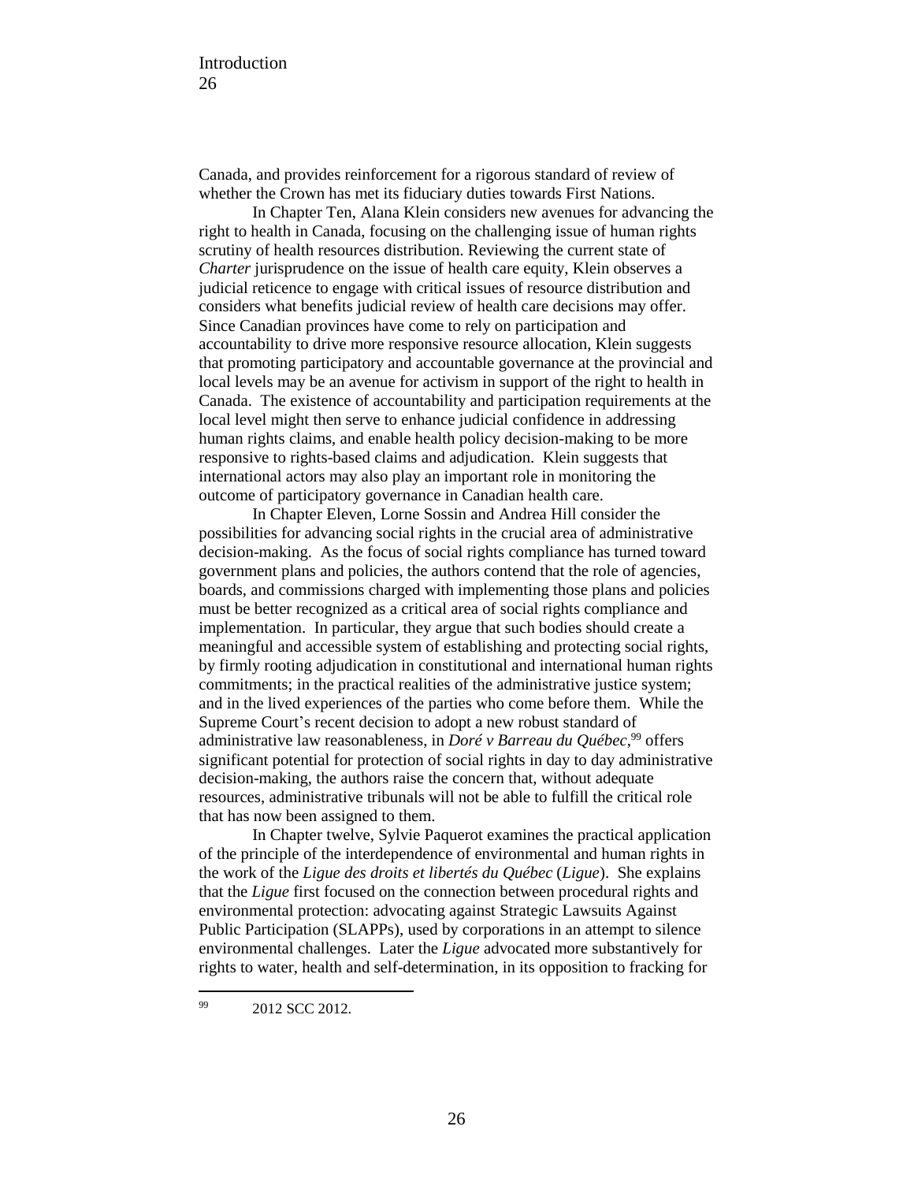Canada, and provides reinforcement for a rigorous standard of review of whether the Crown has met its fiduciary duties towards First Nations.

In Chapter Ten, Alana Klein considers new avenues for advancing the right to health in Canada, focusing on the challenging issue of human rights scrutiny of health resources distribution. Reviewing the current state of *Charter* jurisprudence on the issue of health care equity, Klein observes a judicial reticence to engage with critical issues of resource distribution and considers what benefits judicial review of health care decisions may offer. Since Canadian provinces have come to rely on participation and accountability to drive more responsive resource allocation, Klein suggests that promoting participatory and accountable governance at the provincial and local levels may be an avenue for activism in support of the right to health in Canada. The existence of accountability and participation requirements at the local level might then serve to enhance judicial confidence in addressing human rights claims, and enable health policy decision-making to be more responsive to rights-based claims and adjudication. Klein suggests that international actors may also play an important role in monitoring the outcome of participatory governance in Canadian health care.

In Chapter Eleven, Lorne Sossin and Andrea Hill consider the possibilities for advancing social rights in the crucial area of administrative decision-making. As the focus of social rights compliance has turned toward government plans and policies, the authors contend that the role of agencies, boards, and commissions charged with implementing those plans and policies must be better recognized as a critical area of social rights compliance and implementation. In particular, they argue that such bodies should create a meaningful and accessible system of establishing and protecting social rights, by firmly rooting adjudication in constitutional and international human rights commitments; in the practical realities of the administrative justice system; and in the lived experiences of the parties who come before them. While the Supreme Court's recent decision to adopt a new robust standard of administrative law reasonableness, in *Doré v Barreau du Québec*,[99] offers significant potential for protection of social rights in day to day administrative decision-making, the authors raise the concern that, without adequate resources, administrative tribunals will not be able to fulfill the critical role that has now been assigned to them.

In Chapter twelve, Sylvie Paquerot examines the practical application of the principle of the interdependence of environmental and human rights in the work of the *Ligue des droits et libertés du Québec* (*Ligue*). She explains that the *Ligue* first focused on the connection between procedural rights and environmental protection: advocating against Strategic Lawsuits Against Public Participation (SLAPPs), used by corporations in an attempt to silence environmental challenges. Later the *Ligue* advocated more substantively for rights to water, health and self-determination, in its opposition to fracking for

---

[99] 2012 SCC 2012.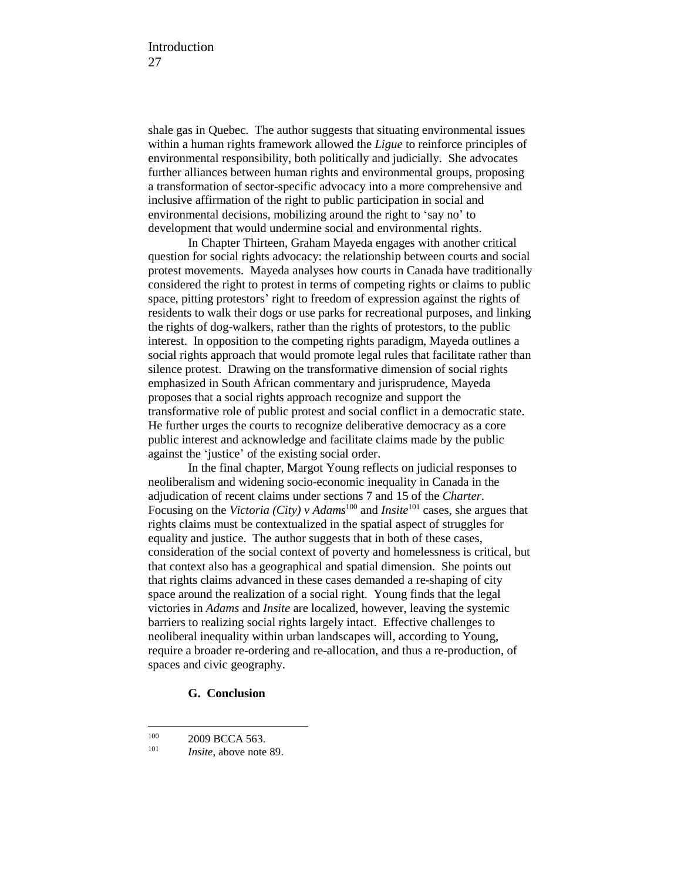shale gas in Quebec. The author suggests that situating environmental issues within a human rights framework allowed the *Ligue* to reinforce principles of environmental responsibility, both politically and judicially. She advocates further alliances between human rights and environmental groups, proposing a transformation of sector-specific advocacy into a more comprehensive and inclusive affirmation of the right to public participation in social and environmental decisions, mobilizing around the right to 'say no' to development that would undermine social and environmental rights.

In Chapter Thirteen, Graham Mayeda engages with another critical question for social rights advocacy: the relationship between courts and social protest movements. Mayeda analyses how courts in Canada have traditionally considered the right to protest in terms of competing rights or claims to public space, pitting protestors' right to freedom of expression against the rights of residents to walk their dogs or use parks for recreational purposes, and linking the rights of dog-walkers, rather than the rights of protestors, to the public interest. In opposition to the competing rights paradigm, Mayeda outlines a social rights approach that would promote legal rules that facilitate rather than silence protest. Drawing on the transformative dimension of social rights emphasized in South African commentary and jurisprudence, Mayeda proposes that a social rights approach recognize and support the transformative role of public protest and social conflict in a democratic state. He further urges the courts to recognize deliberative democracy as a core public interest and acknowledge and facilitate claims made by the public against the 'justice' of the existing social order.

In the final chapter, Margot Young reflects on judicial responses to neoliberalism and widening socio-economic inequality in Canada in the adjudication of recent claims under sections 7 and 15 of the *Charter*. Focusing on the *Victoria (City) v Adams*[100] and *Insite*[101] cases, she argues that rights claims must be contextualized in the spatial aspect of struggles for equality and justice. The author suggests that in both of these cases, consideration of the social context of poverty and homelessness is critical, but that context also has a geographical and spatial dimension. She points out that rights claims advanced in these cases demanded a re-shaping of city space around the realization of a social right. Young finds that the legal victories in *Adams* and *Insite* are localized, however, leaving the systemic barriers to realizing social rights largely intact. Effective challenges to neoliberal inequality within urban landscapes will, according to Young, require a broader re-ordering and re-allocation, and thus a re-production, of spaces and civic geography.

## G. Conclusion

---

[100] 2009 BCCA 563.

[101] *Insite*, above note 89.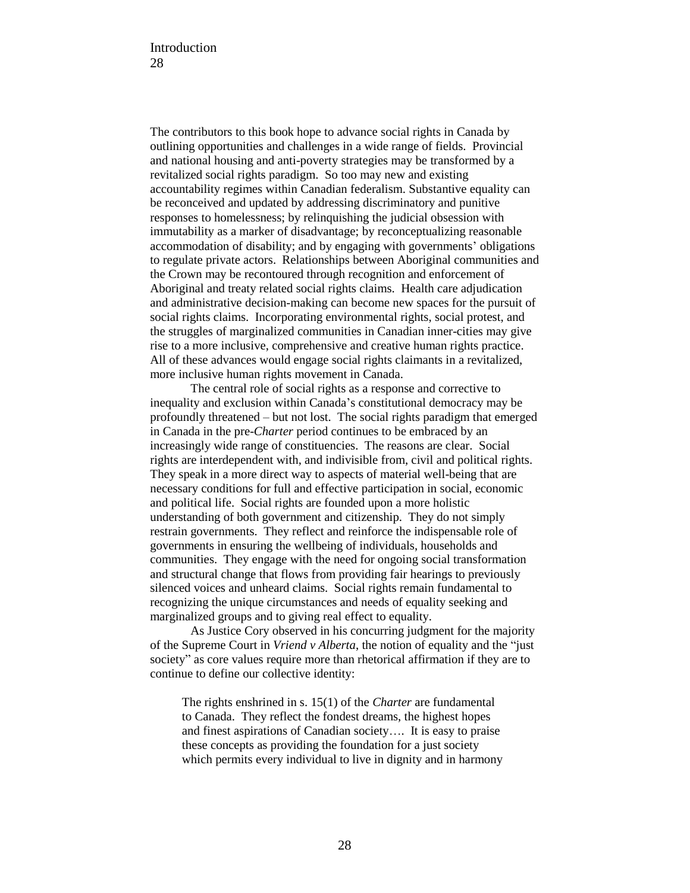The contributors to this book hope to advance social rights in Canada by outlining opportunities and challenges in a wide range of fields. Provincial and national housing and anti-poverty strategies may be transformed by a revitalized social rights paradigm. So too may new and existing accountability regimes within Canadian federalism. Substantive equality can be reconceived and updated by addressing discriminatory and punitive responses to homelessness; by relinquishing the judicial obsession with immutability as a marker of disadvantage; by reconceptualizing reasonable accommodation of disability; and by engaging with governments' obligations to regulate private actors. Relationships between Aboriginal communities and the Crown may be recontoured through recognition and enforcement of Aboriginal and treaty related social rights claims. Health care adjudication and administrative decision-making can become new spaces for the pursuit of social rights claims. Incorporating environmental rights, social protest, and the struggles of marginalized communities in Canadian inner-cities may give rise to a more inclusive, comprehensive and creative human rights practice. All of these advances would engage social rights claimants in a revitalized, more inclusive human rights movement in Canada.

The central role of social rights as a response and corrective to inequality and exclusion within Canada's constitutional democracy may be profoundly threatened – but not lost. The social rights paradigm that emerged in Canada in the pre-*Charter* period continues to be embraced by an increasingly wide range of constituencies. The reasons are clear. Social rights are interdependent with, and indivisible from, civil and political rights. They speak in a more direct way to aspects of material well-being that are necessary conditions for full and effective participation in social, economic and political life. Social rights are founded upon a more holistic understanding of both government and citizenship. They do not simply restrain governments. They reflect and reinforce the indispensable role of governments in ensuring the wellbeing of individuals, households and communities. They engage with the need for ongoing social transformation and structural change that flows from providing fair hearings to previously silenced voices and unheard claims. Social rights remain fundamental to recognizing the unique circumstances and needs of equality seeking and marginalized groups and to giving real effect to equality.

As Justice Cory observed in his concurring judgment for the majority of the Supreme Court in *Vriend v Alberta*, the notion of equality and the "just society" as core values require more than rhetorical affirmation if they are to continue to define our collective identity:

> The rights enshrined in s. 15(1) of the *Charter* are fundamental to Canada. They reflect the fondest dreams, the highest hopes and finest aspirations of Canadian society…. It is easy to praise these concepts as providing the foundation for a just society which permits every individual to live in dignity and in harmony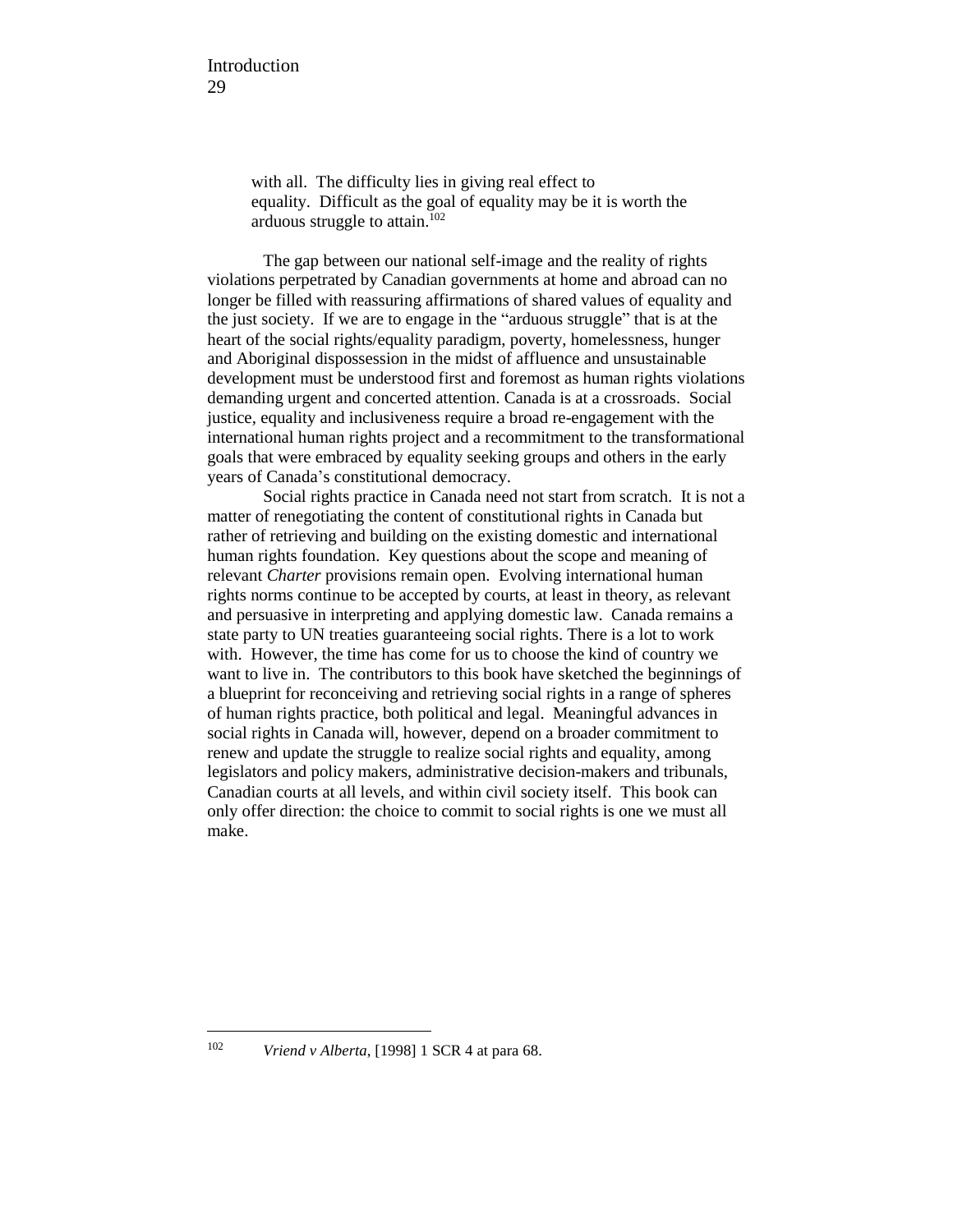> with all. The difficulty lies in giving real effect to equality. Difficult as the goal of equality may be it is worth the arduous struggle to attain.[102]

The gap between our national self-image and the reality of rights violations perpetrated by Canadian governments at home and abroad can no longer be filled with reassuring affirmations of shared values of equality and the just society. If we are to engage in the "arduous struggle" that is at the heart of the social rights/equality paradigm, poverty, homelessness, hunger and Aboriginal dispossession in the midst of affluence and unsustainable development must be understood first and foremost as human rights violations demanding urgent and concerted attention. Canada is at a crossroads. Social justice, equality and inclusiveness require a broad re-engagement with the international human rights project and a recommitment to the transformational goals that were embraced by equality seeking groups and others in the early years of Canada's constitutional democracy.

Social rights practice in Canada need not start from scratch. It is not a matter of renegotiating the content of constitutional rights in Canada but rather of retrieving and building on the existing domestic and international human rights foundation. Key questions about the scope and meaning of relevant *Charter* provisions remain open. Evolving international human rights norms continue to be accepted by courts, at least in theory, as relevant and persuasive in interpreting and applying domestic law. Canada remains a state party to UN treaties guaranteeing social rights. There is a lot to work with. However, the time has come for us to choose the kind of country we want to live in. The contributors to this book have sketched the beginnings of a blueprint for reconceiving and retrieving social rights in a range of spheres of human rights practice, both political and legal. Meaningful advances in social rights in Canada will, however, depend on a broader commitment to renew and update the struggle to realize social rights and equality, among legislators and policy makers, administrative decision-makers and tribunals, Canadian courts at all levels, and within civil society itself. This book can only offer direction: the choice to commit to social rights is one we must all make.

---

[102] *Vriend v Alberta*, [1998] 1 SCR 4 at para 68.